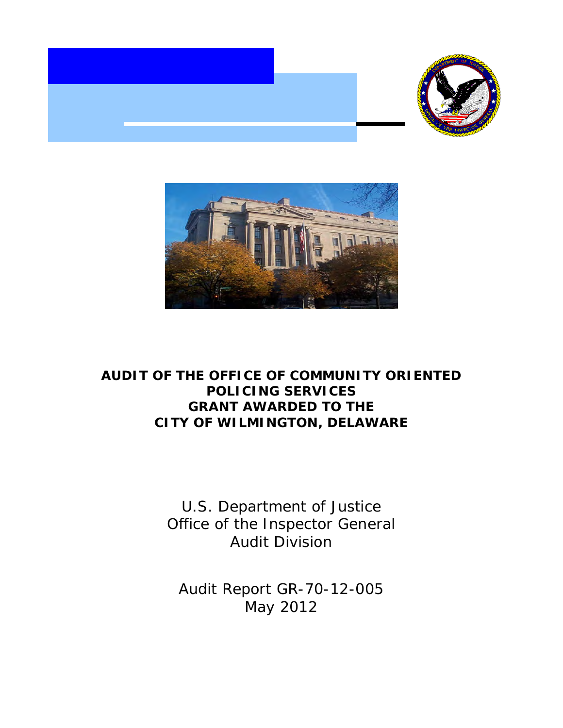# AUDIT OF THE OFFICE OF COMMUNITY ORIENTED POLICING SERVICES GRANT AWARDED TO THE CITY OF WILMINGTON, DELAWARE

U.S. Department of Justice
Office of the Inspector General
Audit Division

Audit Report GR-70-12-005
May 2012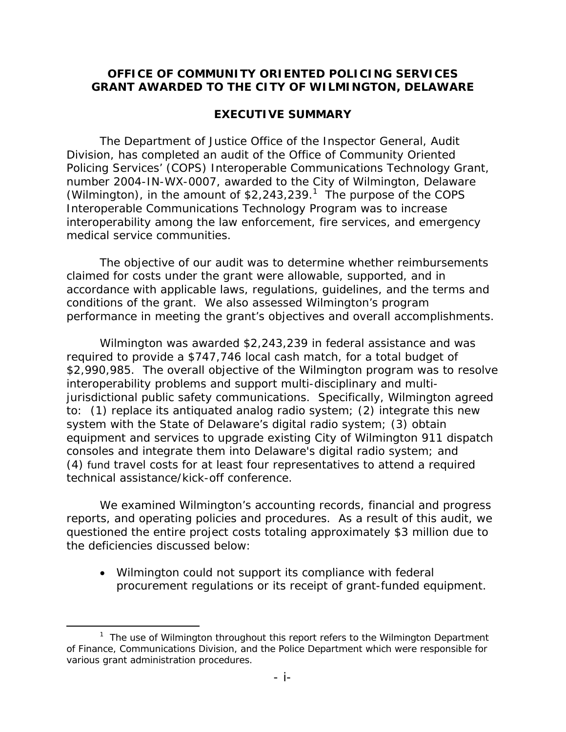**OFFICE OF COMMUNITY ORIENTED POLICING SERVICES GRANT AWARDED TO THE CITY OF WILMINGTON, DELAWARE**

**EXECUTIVE SUMMARY**

The Department of Justice Office of the Inspector General, Audit Division, has completed an audit of the Office of Community Oriented Policing Services' (COPS) Interoperable Communications Technology Grant, number 2004-IN-WX-0007, awarded to the City of Wilmington, Delaware (Wilmington), in the amount of $2,243,239.[1] The purpose of the COPS Interoperable Communications Technology Program was to increase interoperability among the law enforcement, fire services, and emergency medical service communities.

The objective of our audit was to determine whether reimbursements claimed for costs under the grant were allowable, supported, and in accordance with applicable laws, regulations, guidelines, and the terms and conditions of the grant. We also assessed Wilmington's program performance in meeting the grant's objectives and overall accomplishments.

Wilmington was awarded $2,243,239 in federal assistance and was required to provide a $747,746 local cash match, for a total budget of $2,990,985. The overall objective of the Wilmington program was to resolve interoperability problems and support multi-disciplinary and multi-jurisdictional public safety communications. Specifically, Wilmington agreed to: (1) replace its antiquated analog radio system; (2) integrate this new system with the State of Delaware's digital radio system; (3) obtain equipment and services to upgrade existing City of Wilmington 911 dispatch consoles and integrate them into Delaware's digital radio system; and (4) fund travel costs for at least four representatives to attend a required technical assistance/kick-off conference.

We examined Wilmington's accounting records, financial and progress reports, and operating policies and procedures. As a result of this audit, we questioned the entire project costs totaling approximately $3 million due to the deficiencies discussed below:

- Wilmington could not support its compliance with federal procurement regulations or its receipt of grant-funded equipment.

[1] The use of Wilmington throughout this report refers to the Wilmington Department of Finance, Communications Division, and the Police Department which were responsible for various grant administration procedures.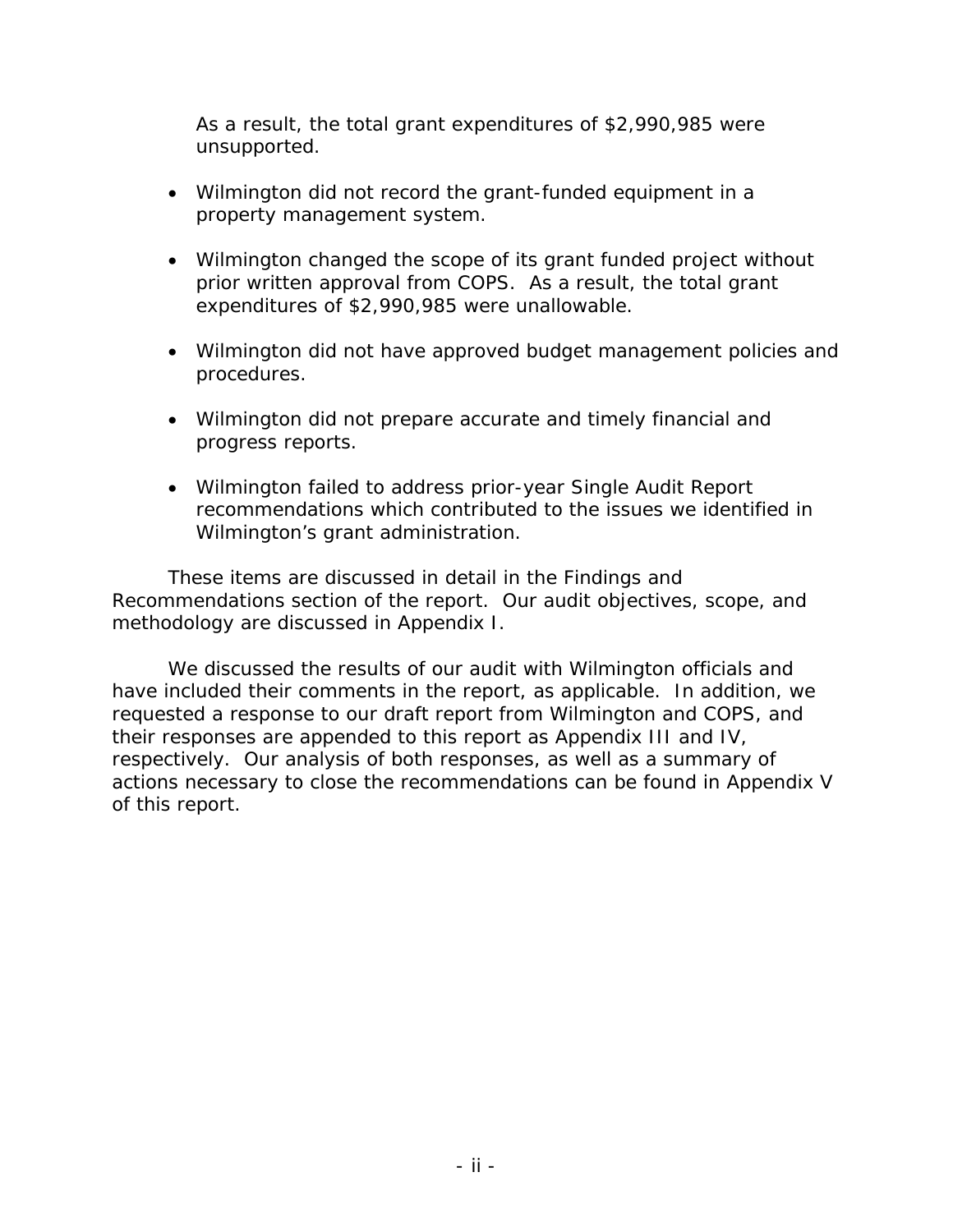As a result, the total grant expenditures of $2,990,985 were unsupported.

- Wilmington did not record the grant-funded equipment in a property management system.
- Wilmington changed the scope of its grant funded project without prior written approval from COPS. As a result, the total grant expenditures of $2,990,985 were unallowable.
- Wilmington did not have approved budget management policies and procedures.
- Wilmington did not prepare accurate and timely financial and progress reports.
- Wilmington failed to address prior-year Single Audit Report recommendations which contributed to the issues we identified in Wilmington's grant administration.

These items are discussed in detail in the Findings and Recommendations section of the report. Our audit objectives, scope, and methodology are discussed in Appendix I.

We discussed the results of our audit with Wilmington officials and have included their comments in the report, as applicable. In addition, we requested a response to our draft report from Wilmington and COPS, and their responses are appended to this report as Appendix III and IV, respectively. Our analysis of both responses, as well as a summary of actions necessary to close the recommendations can be found in Appendix V of this report.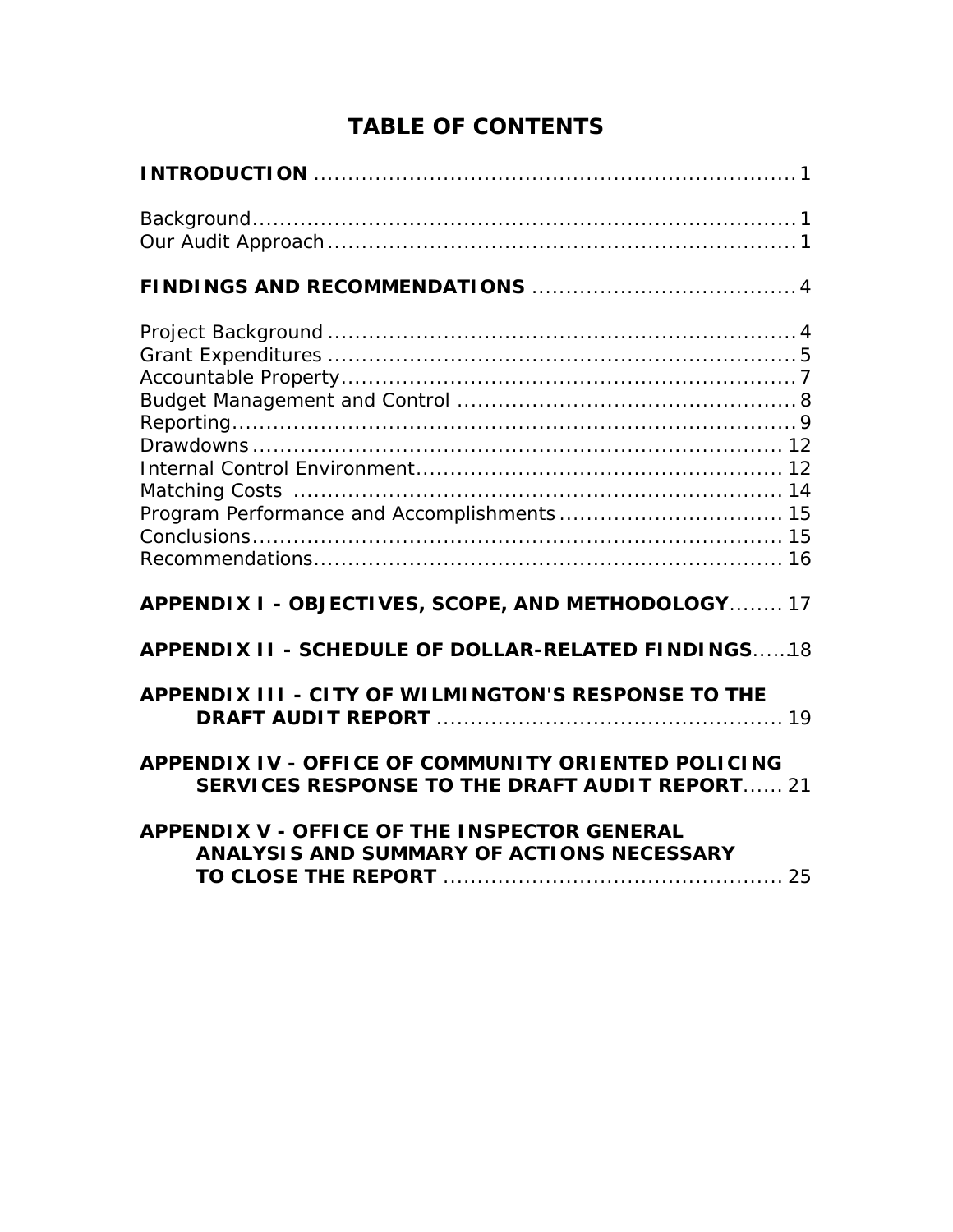# TABLE OF CONTENTS

**INTRODUCTION** ..................................................................... 1

Background ............................................................................. 1
Our Audit Approach .................................................................. 1

**FINDINGS AND RECOMMENDATIONS** ...................................... 4

Project Background .................................................................. 4
Grant Expenditures .................................................................. 5
Accountable Property ................................................................ 7
Budget Management and Control ................................................ 8
Reporting ............................................................................... 9
Drawdowns ............................................................................ 12
Internal Control Environment ..................................................... 12
Matching Costs ....................................................................... 14
Program Performance and Accomplishments ................................ 15
Conclusions ........................................................................... 15
Recommendations ................................................................... 16

**APPENDIX I - OBJECTIVES, SCOPE, AND METHODOLOGY** ........ 17

**APPENDIX II - SCHEDULE OF DOLLAR-RELATED FINDINGS** ...... 18

**APPENDIX III - CITY OF WILMINGTON'S RESPONSE TO THE DRAFT AUDIT REPORT** ................................................... 19

**APPENDIX IV - OFFICE OF COMMUNITY ORIENTED POLICING SERVICES RESPONSE TO THE DRAFT AUDIT REPORT** ...... 21

**APPENDIX V - OFFICE OF THE INSPECTOR GENERAL ANALYSIS AND SUMMARY OF ACTIONS NECESSARY TO CLOSE THE REPORT** ................................................. 25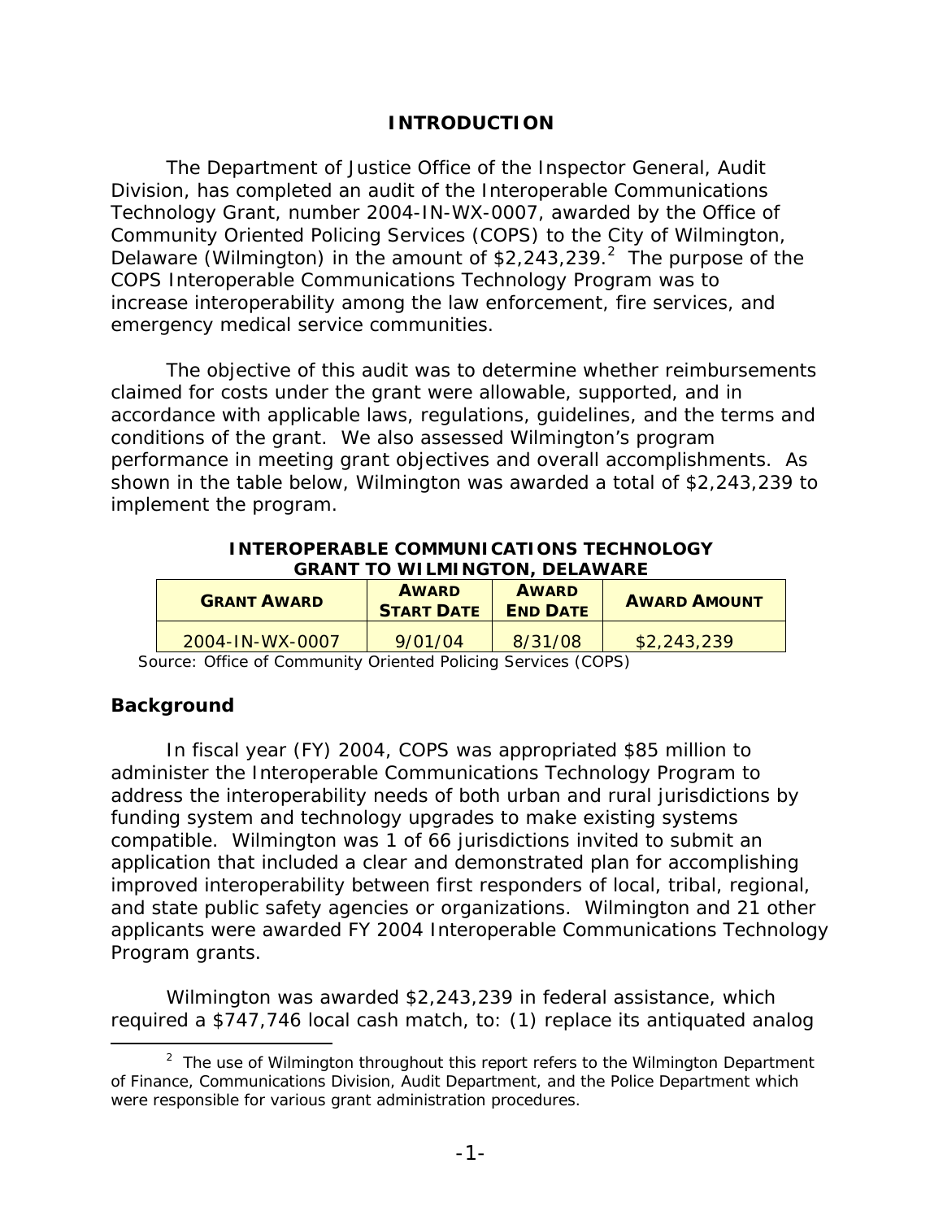# INTRODUCTION

The Department of Justice Office of the Inspector General, Audit Division, has completed an audit of the Interoperable Communications Technology Grant, number 2004-IN-WX-0007, awarded by the Office of Community Oriented Policing Services (COPS) to the City of Wilmington, Delaware (Wilmington) in the amount of $2,243,239.[2] The purpose of the COPS Interoperable Communications Technology Program was to increase interoperability among the law enforcement, fire services, and emergency medical service communities.

The objective of this audit was to determine whether reimbursements claimed for costs under the grant were allowable, supported, and in accordance with applicable laws, regulations, guidelines, and the terms and conditions of the grant. We also assessed Wilmington's program performance in meeting grant objectives and overall accomplishments. As shown in the table below, Wilmington was awarded a total of $2,243,239 to implement the program.

**INTEROPERABLE COMMUNICATIONS TECHNOLOGY GRANT TO WILMINGTON, DELAWARE**

| GRANT AWARD | AWARD START DATE | AWARD END DATE | AWARD AMOUNT |
|---|---|---|---|
| 2004-IN-WX-0007 | 9/01/04 | 8/31/08 | $2,243,239 |

Source: Office of Community Oriented Policing Services (COPS)

## Background

In fiscal year (FY) 2004, COPS was appropriated $85 million to administer the Interoperable Communications Technology Program to address the interoperability needs of both urban and rural jurisdictions by funding system and technology upgrades to make existing systems compatible. Wilmington was 1 of 66 jurisdictions invited to submit an application that included a clear and demonstrated plan for accomplishing improved interoperability between first responders of local, tribal, regional, and state public safety agencies or organizations. Wilmington and 21 other applicants were awarded FY 2004 Interoperable Communications Technology Program grants.

Wilmington was awarded $2,243,239 in federal assistance, which required a $747,746 local cash match, to: (1) replace its antiquated analog

[2] The use of Wilmington throughout this report refers to the Wilmington Department of Finance, Communications Division, Audit Department, and the Police Department which were responsible for various grant administration procedures.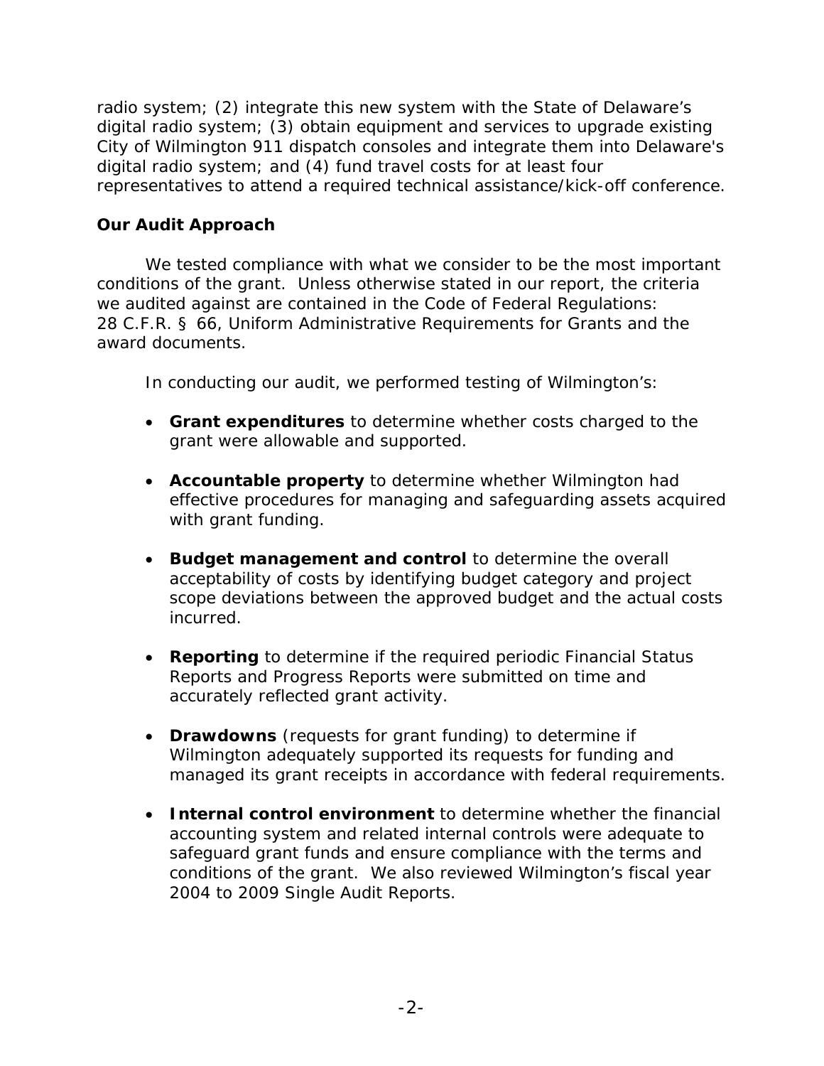radio system; (2) integrate this new system with the State of Delaware's digital radio system; (3) obtain equipment and services to upgrade existing City of Wilmington 911 dispatch consoles and integrate them into Delaware's digital radio system; and (4) fund travel costs for at least four representatives to attend a required technical assistance/kick-off conference.

### Our Audit Approach

We tested compliance with what we consider to be the most important conditions of the grant. Unless otherwise stated in our report, the criteria we audited against are contained in the Code of Federal Regulations: 28 C.F.R. § 66, Uniform Administrative Requirements for Grants and the award documents.

In conducting our audit, we performed testing of Wilmington's:

- **Grant expenditures** to determine whether costs charged to the grant were allowable and supported.
- **Accountable property** to determine whether Wilmington had effective procedures for managing and safeguarding assets acquired with grant funding.
- **Budget management and control** to determine the overall acceptability of costs by identifying budget category and project scope deviations between the approved budget and the actual costs incurred.
- **Reporting** to determine if the required periodic Financial Status Reports and Progress Reports were submitted on time and accurately reflected grant activity.
- **Drawdowns** (requests for grant funding) to determine if Wilmington adequately supported its requests for funding and managed its grant receipts in accordance with federal requirements.
- **Internal control environment** to determine whether the financial accounting system and related internal controls were adequate to safeguard grant funds and ensure compliance with the terms and conditions of the grant. We also reviewed Wilmington's fiscal year 2004 to 2009 Single Audit Reports.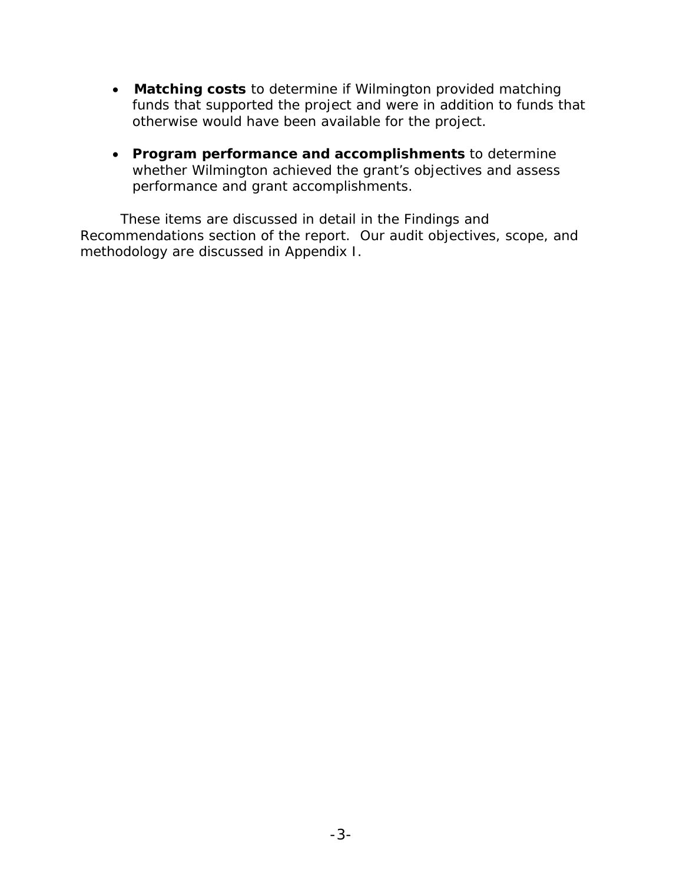- **Matching costs** to determine if Wilmington provided matching funds that supported the project and were in addition to funds that otherwise would have been available for the project.

- **Program performance and accomplishments** to determine whether Wilmington achieved the grant's objectives and assess performance and grant accomplishments.

These items are discussed in detail in the Findings and Recommendations section of the report. Our audit objectives, scope, and methodology are discussed in Appendix I.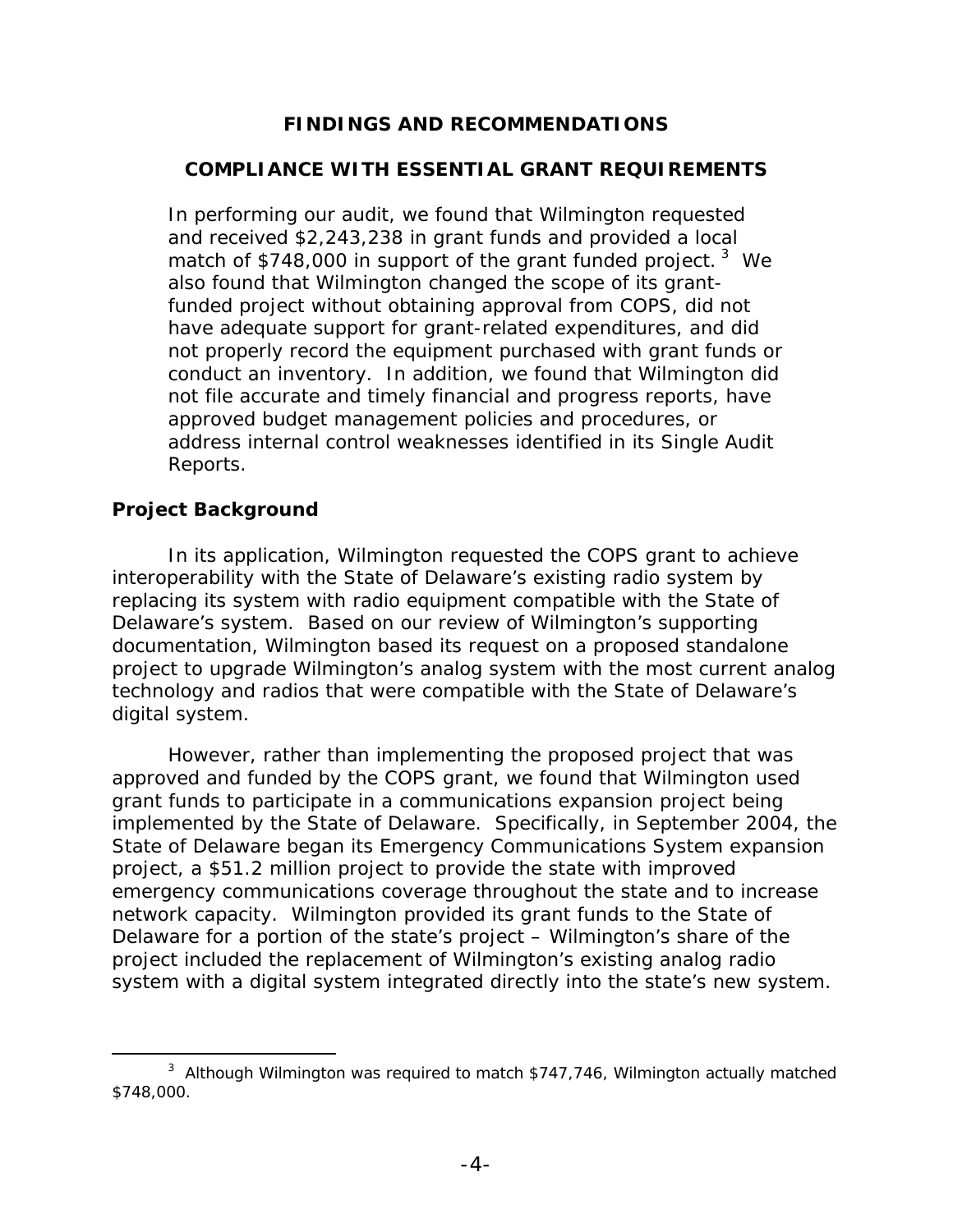# FINDINGS AND RECOMMENDATIONS

## COMPLIANCE WITH ESSENTIAL GRANT REQUIREMENTS

In performing our audit, we found that Wilmington requested and received \$2,243,238 in grant funds and provided a local match of \$748,000 in support of the grant funded project.[3] We also found that Wilmington changed the scope of its grant-funded project without obtaining approval from COPS, did not have adequate support for grant-related expenditures, and did not properly record the equipment purchased with grant funds or conduct an inventory. In addition, we found that Wilmington did not file accurate and timely financial and progress reports, have approved budget management policies and procedures, or address internal control weaknesses identified in its Single Audit Reports.

### Project Background

In its application, Wilmington requested the COPS grant to achieve interoperability with the State of Delaware's existing radio system by replacing its system with radio equipment compatible with the State of Delaware's system. Based on our review of Wilmington's supporting documentation, Wilmington based its request on a proposed standalone project to upgrade Wilmington's analog system with the most current analog technology and radios that were compatible with the State of Delaware's digital system.

However, rather than implementing the proposed project that was approved and funded by the COPS grant, we found that Wilmington used grant funds to participate in a communications expansion project being implemented by the State of Delaware. Specifically, in September 2004, the State of Delaware began its Emergency Communications System expansion project, a \$51.2 million project to provide the state with improved emergency communications coverage throughout the state and to increase network capacity. Wilmington provided its grant funds to the State of Delaware for a portion of the state's project – Wilmington's share of the project included the replacement of Wilmington's existing analog radio system with a digital system integrated directly into the state's new system.

---

[3] Although Wilmington was required to match \$747,746, Wilmington actually matched \$748,000.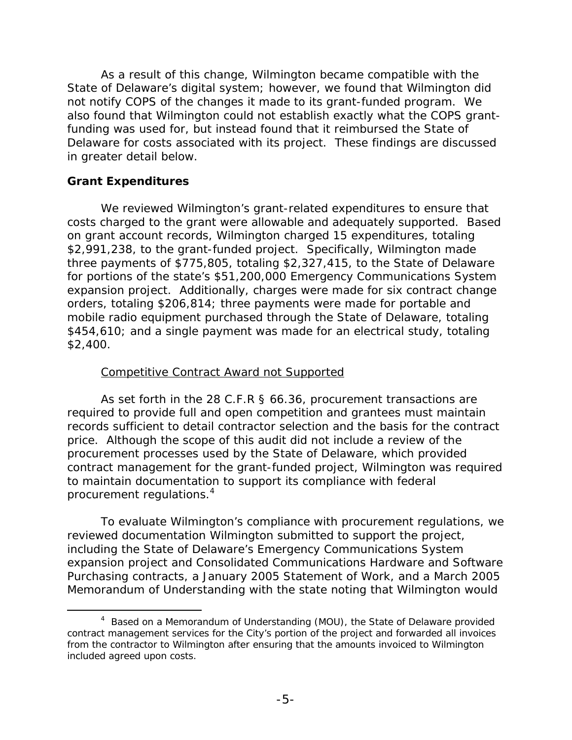As a result of this change, Wilmington became compatible with the State of Delaware's digital system; however, we found that Wilmington did not notify COPS of the changes it made to its grant-funded program. We also found that Wilmington could not establish exactly what the COPS grant-funding was used for, but instead found that it reimbursed the State of Delaware for costs associated with its project. These findings are discussed in greater detail below.

## Grant Expenditures

We reviewed Wilmington's grant-related expenditures to ensure that costs charged to the grant were allowable and adequately supported. Based on grant account records, Wilmington charged 15 expenditures, totaling $2,991,238, to the grant-funded project. Specifically, Wilmington made three payments of $775,805, totaling $2,327,415, to the State of Delaware for portions of the state's $51,200,000 Emergency Communications System expansion project. Additionally, charges were made for six contract change orders, totaling $206,814; three payments were made for portable and mobile radio equipment purchased through the State of Delaware, totaling $454,610; and a single payment was made for an electrical study, totaling $2,400.

### Competitive Contract Award not Supported

As set forth in the 28 C.F.R § 66.36, procurement transactions are required to provide full and open competition and grantees must maintain records sufficient to detail contractor selection and the basis for the contract price. Although the scope of this audit did not include a review of the procurement processes used by the State of Delaware, which provided contract management for the grant-funded project, Wilmington was required to maintain documentation to support its compliance with federal procurement regulations.[4]

To evaluate Wilmington's compliance with procurement regulations, we reviewed documentation Wilmington submitted to support the project, including the State of Delaware's Emergency Communications System expansion project and Consolidated Communications Hardware and Software Purchasing contracts, a January 2005 Statement of Work, and a March 2005 Memorandum of Understanding with the state noting that Wilmington would

[4] Based on a Memorandum of Understanding (MOU), the State of Delaware provided contract management services for the City's portion of the project and forwarded all invoices from the contractor to Wilmington after ensuring that the amounts invoiced to Wilmington included agreed upon costs.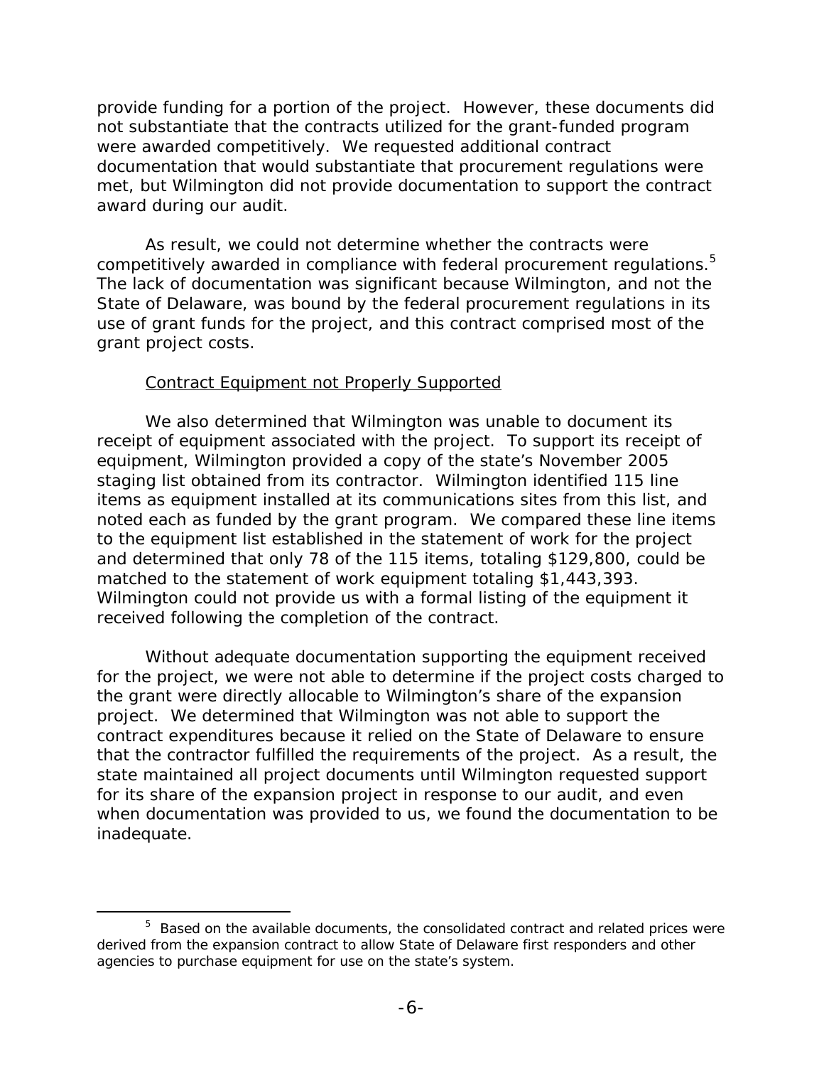provide funding for a portion of the project. However, these documents did not substantiate that the contracts utilized for the grant-funded program were awarded competitively. We requested additional contract documentation that would substantiate that procurement regulations were met, but Wilmington did not provide documentation to support the contract award during our audit.

As result, we could not determine whether the contracts were competitively awarded in compliance with federal procurement regulations.[5] The lack of documentation was significant because Wilmington, and not the State of Delaware, was bound by the federal procurement regulations in its use of grant funds for the project, and this contract comprised most of the grant project costs.

Contract Equipment not Properly Supported

We also determined that Wilmington was unable to document its receipt of equipment associated with the project. To support its receipt of equipment, Wilmington provided a copy of the state's November 2005 staging list obtained from its contractor. Wilmington identified 115 line items as equipment installed at its communications sites from this list, and noted each as funded by the grant program. We compared these line items to the equipment list established in the statement of work for the project and determined that only 78 of the 115 items, totaling $129,800, could be matched to the statement of work equipment totaling $1,443,393. Wilmington could not provide us with a formal listing of the equipment it received following the completion of the contract.

Without adequate documentation supporting the equipment received for the project, we were not able to determine if the project costs charged to the grant were directly allocable to Wilmington's share of the expansion project. We determined that Wilmington was not able to support the contract expenditures because it relied on the State of Delaware to ensure that the contractor fulfilled the requirements of the project. As a result, the state maintained all project documents until Wilmington requested support for its share of the expansion project in response to our audit, and even when documentation was provided to us, we found the documentation to be inadequate.

[5] Based on the available documents, the consolidated contract and related prices were derived from the expansion contract to allow State of Delaware first responders and other agencies to purchase equipment for use on the state's system.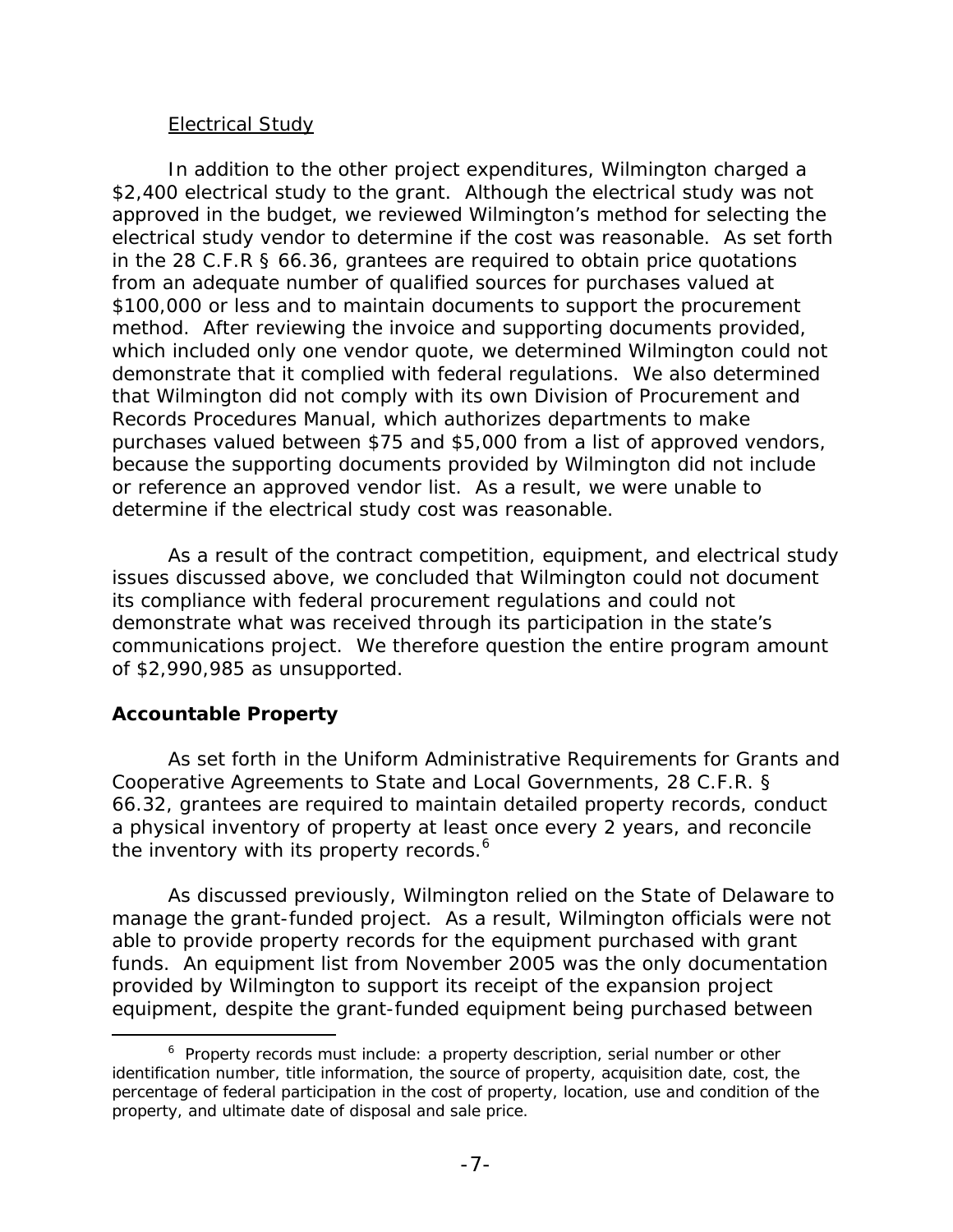Electrical Study

In addition to the other project expenditures, Wilmington charged a $2,400 electrical study to the grant. Although the electrical study was not approved in the budget, we reviewed Wilmington's method for selecting the electrical study vendor to determine if the cost was reasonable. As set forth in the 28 C.F.R § 66.36, grantees are required to obtain price quotations from an adequate number of qualified sources for purchases valued at $100,000 or less and to maintain documents to support the procurement method. After reviewing the invoice and supporting documents provided, which included only one vendor quote, we determined Wilmington could not demonstrate that it complied with federal regulations. We also determined that Wilmington did not comply with its own Division of Procurement and Records Procedures Manual, which authorizes departments to make purchases valued between $75 and $5,000 from a list of approved vendors, because the supporting documents provided by Wilmington did not include or reference an approved vendor list. As a result, we were unable to determine if the electrical study cost was reasonable.

As a result of the contract competition, equipment, and electrical study issues discussed above, we concluded that Wilmington could not document its compliance with federal procurement regulations and could not demonstrate what was received through its participation in the state's communications project. We therefore question the entire program amount of $2,990,985 as unsupported.

## Accountable Property

As set forth in the Uniform Administrative Requirements for Grants and Cooperative Agreements to State and Local Governments, 28 C.F.R. § 66.32, grantees are required to maintain detailed property records, conduct a physical inventory of property at least once every 2 years, and reconcile the inventory with its property records.[6]

As discussed previously, Wilmington relied on the State of Delaware to manage the grant-funded project. As a result, Wilmington officials were not able to provide property records for the equipment purchased with grant funds. An equipment list from November 2005 was the only documentation provided by Wilmington to support its receipt of the expansion project equipment, despite the grant-funded equipment being purchased between

[6] Property records must include: a property description, serial number or other identification number, title information, the source of property, acquisition date, cost, the percentage of federal participation in the cost of property, location, use and condition of the property, and ultimate date of disposal and sale price.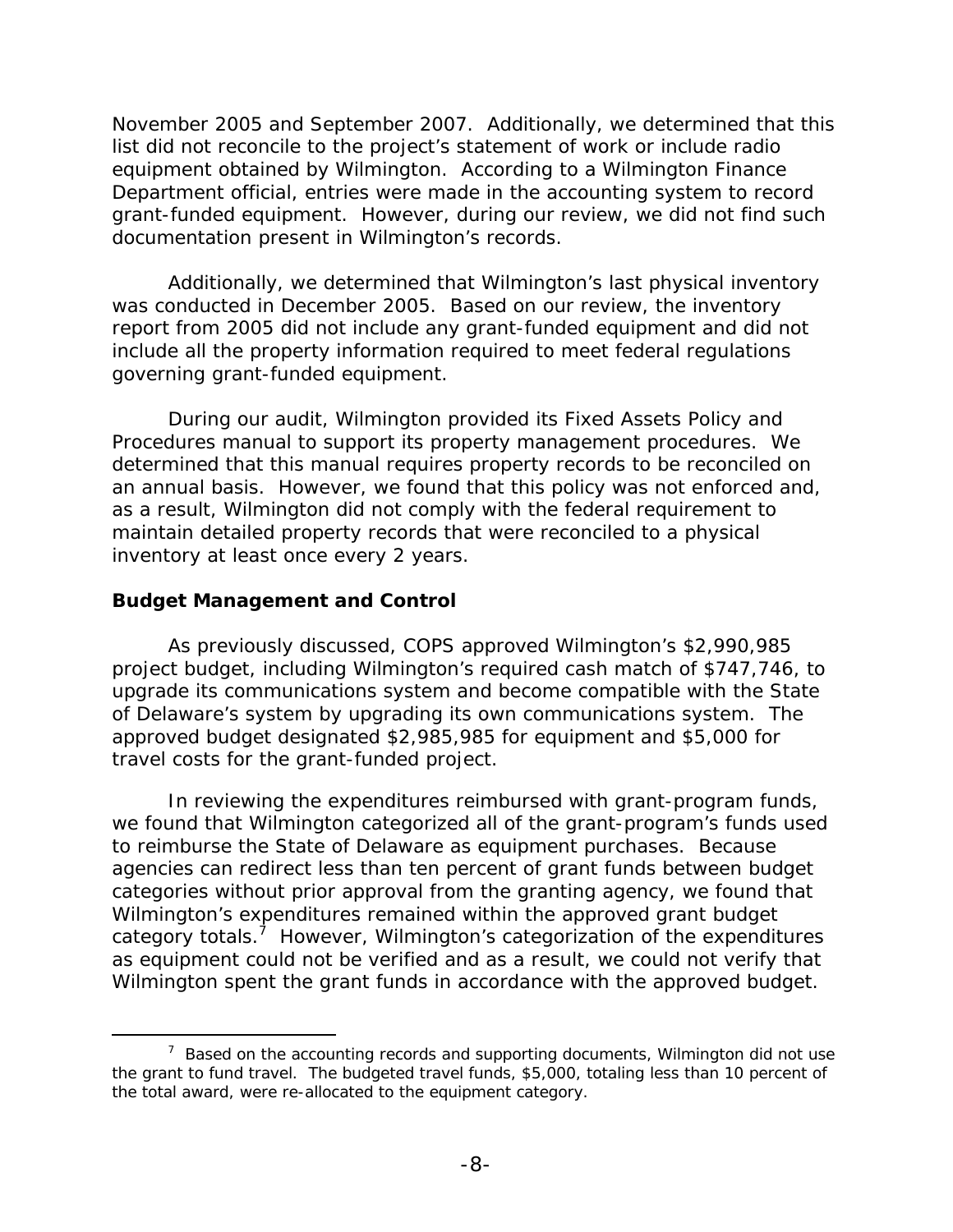November 2005 and September 2007. Additionally, we determined that this list did not reconcile to the project's statement of work or include radio equipment obtained by Wilmington. According to a Wilmington Finance Department official, entries were made in the accounting system to record grant-funded equipment. However, during our review, we did not find such documentation present in Wilmington's records.

Additionally, we determined that Wilmington's last physical inventory was conducted in December 2005. Based on our review, the inventory report from 2005 did not include any grant-funded equipment and did not include all the property information required to meet federal regulations governing grant-funded equipment.

During our audit, Wilmington provided its Fixed Assets Policy and Procedures manual to support its property management procedures. We determined that this manual requires property records to be reconciled on an annual basis. However, we found that this policy was not enforced and, as a result, Wilmington did not comply with the federal requirement to maintain detailed property records that were reconciled to a physical inventory at least once every 2 years.

### Budget Management and Control

As previously discussed, COPS approved Wilmington's $2,990,985 project budget, including Wilmington's required cash match of $747,746, to upgrade its communications system and become compatible with the State of Delaware's system by upgrading its own communications system. The approved budget designated $2,985,985 for equipment and $5,000 for travel costs for the grant-funded project.

In reviewing the expenditures reimbursed with grant-program funds, we found that Wilmington categorized all of the grant-program's funds used to reimburse the State of Delaware as equipment purchases. Because agencies can redirect less than ten percent of grant funds between budget categories without prior approval from the granting agency, we found that Wilmington's expenditures remained within the approved grant budget category totals.[7] However, Wilmington's categorization of the expenditures as equipment could not be verified and as a result, we could not verify that Wilmington spent the grant funds in accordance with the approved budget.

---

[7] Based on the accounting records and supporting documents, Wilmington did not use the grant to fund travel. The budgeted travel funds, $5,000, totaling less than 10 percent of the total award, were re-allocated to the equipment category.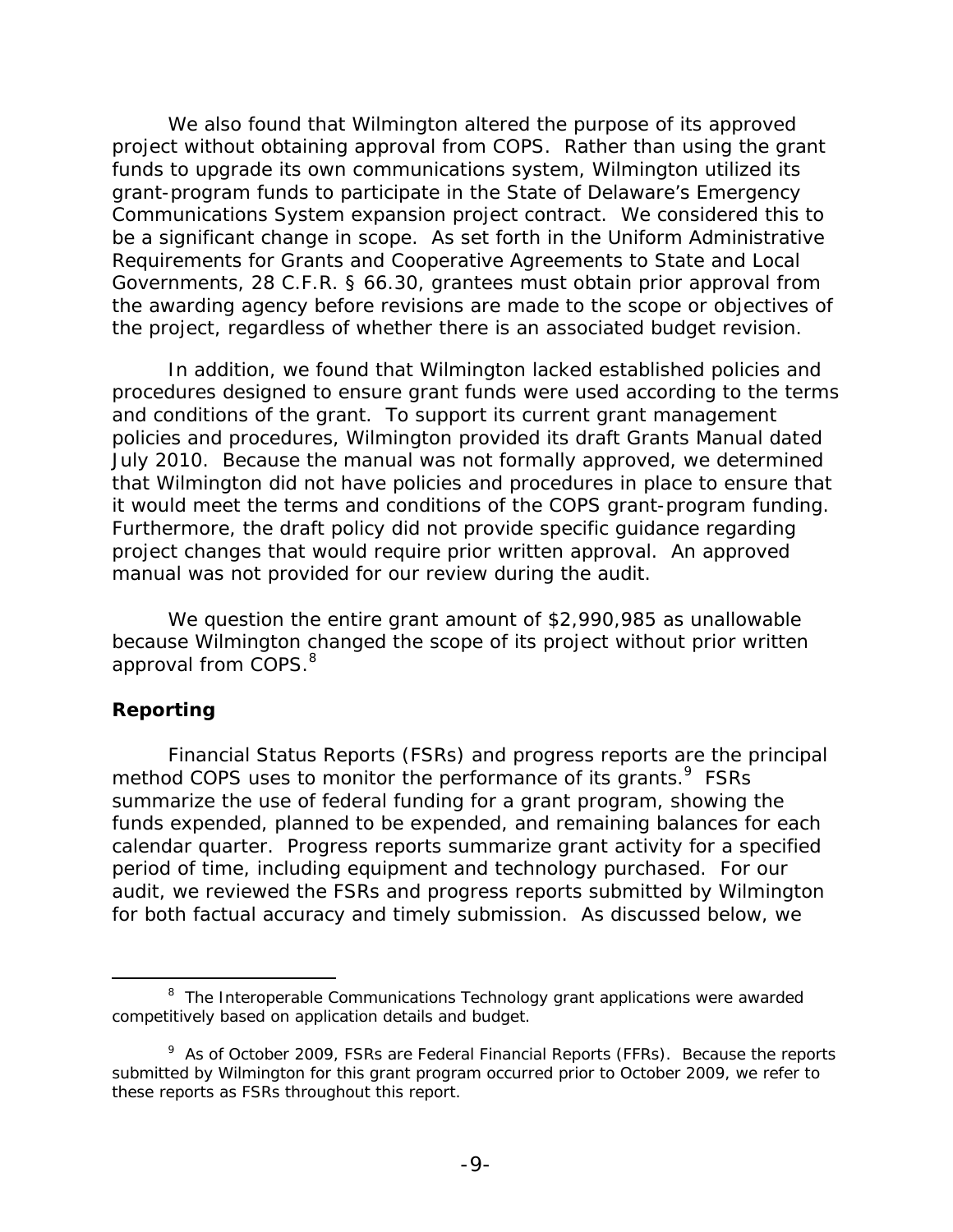We also found that Wilmington altered the purpose of its approved project without obtaining approval from COPS. Rather than using the grant funds to upgrade its own communications system, Wilmington utilized its grant-program funds to participate in the State of Delaware's Emergency Communications System expansion project contract. We considered this to be a significant change in scope. As set forth in the Uniform Administrative Requirements for Grants and Cooperative Agreements to State and Local Governments, 28 C.F.R. § 66.30, grantees must obtain prior approval from the awarding agency before revisions are made to the scope or objectives of the project, regardless of whether there is an associated budget revision.

In addition, we found that Wilmington lacked established policies and procedures designed to ensure grant funds were used according to the terms and conditions of the grant. To support its current grant management policies and procedures, Wilmington provided its draft Grants Manual dated July 2010. Because the manual was not formally approved, we determined that Wilmington did not have policies and procedures in place to ensure that it would meet the terms and conditions of the COPS grant-program funding. Furthermore, the draft policy did not provide specific guidance regarding project changes that would require prior written approval. An approved manual was not provided for our review during the audit.

We question the entire grant amount of $2,990,985 as unallowable because Wilmington changed the scope of its project without prior written approval from COPS.[8]

## Reporting

Financial Status Reports (FSRs) and progress reports are the principal method COPS uses to monitor the performance of its grants.[9] FSRs summarize the use of federal funding for a grant program, showing the funds expended, planned to be expended, and remaining balances for each calendar quarter. Progress reports summarize grant activity for a specified period of time, including equipment and technology purchased. For our audit, we reviewed the FSRs and progress reports submitted by Wilmington for both factual accuracy and timely submission. As discussed below, we

---

[8] The Interoperable Communications Technology grant applications were awarded competitively based on application details and budget.

[9] As of October 2009, FSRs are Federal Financial Reports (FFRs). Because the reports submitted by Wilmington for this grant program occurred prior to October 2009, we refer to these reports as FSRs throughout this report.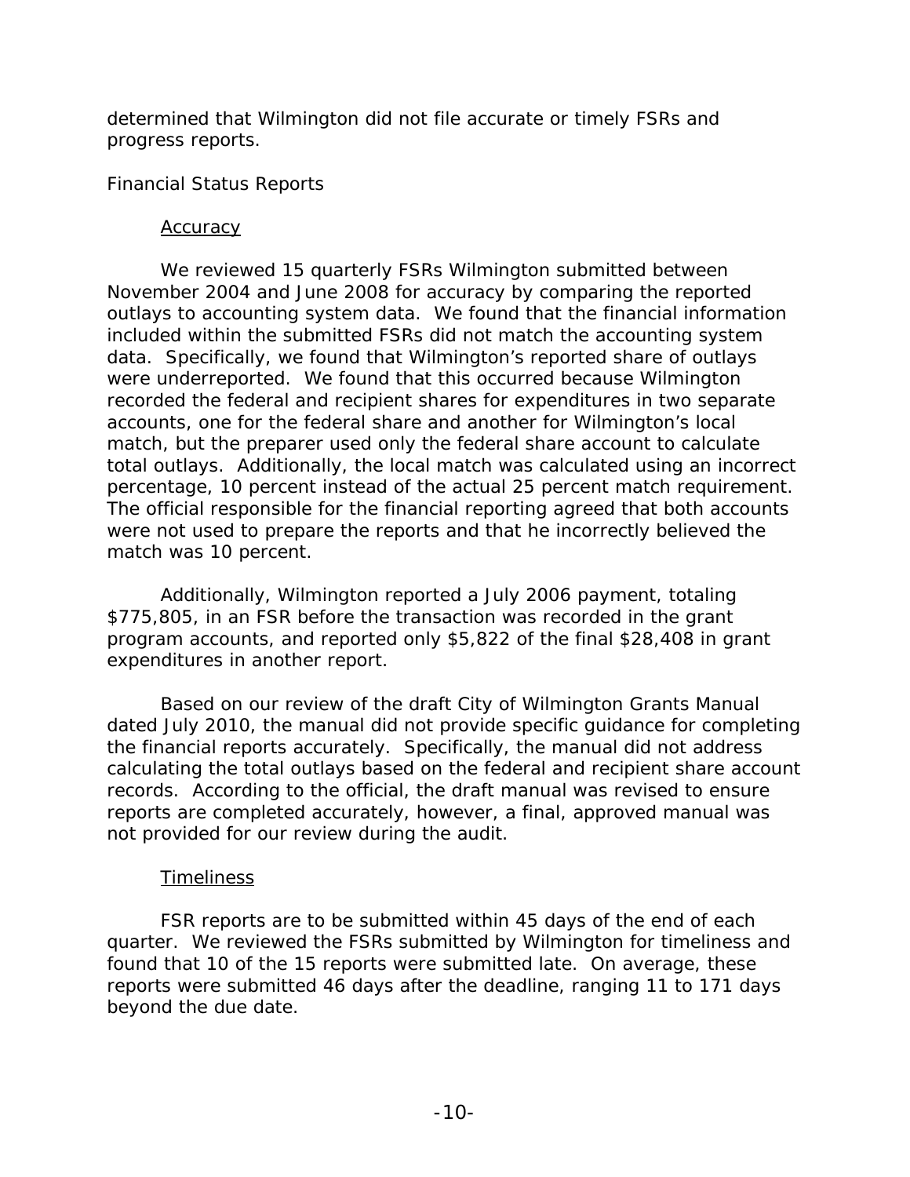determined that Wilmington did not file accurate or timely FSRs and progress reports.

### Financial Status Reports

#### Accuracy

We reviewed 15 quarterly FSRs Wilmington submitted between November 2004 and June 2008 for accuracy by comparing the reported outlays to accounting system data. We found that the financial information included within the submitted FSRs did not match the accounting system data. Specifically, we found that Wilmington's reported share of outlays were underreported. We found that this occurred because Wilmington recorded the federal and recipient shares for expenditures in two separate accounts, one for the federal share and another for Wilmington's local match, but the preparer used only the federal share account to calculate total outlays. Additionally, the local match was calculated using an incorrect percentage, 10 percent instead of the actual 25 percent match requirement. The official responsible for the financial reporting agreed that both accounts were not used to prepare the reports and that he incorrectly believed the match was 10 percent.

Additionally, Wilmington reported a July 2006 payment, totaling $775,805, in an FSR before the transaction was recorded in the grant program accounts, and reported only $5,822 of the final $28,408 in grant expenditures in another report.

Based on our review of the draft City of Wilmington Grants Manual dated July 2010, the manual did not provide specific guidance for completing the financial reports accurately. Specifically, the manual did not address calculating the total outlays based on the federal and recipient share account records. According to the official, the draft manual was revised to ensure reports are completed accurately, however, a final, approved manual was not provided for our review during the audit.

#### Timeliness

FSR reports are to be submitted within 45 days of the end of each quarter. We reviewed the FSRs submitted by Wilmington for timeliness and found that 10 of the 15 reports were submitted late. On average, these reports were submitted 46 days after the deadline, ranging 11 to 171 days beyond the due date.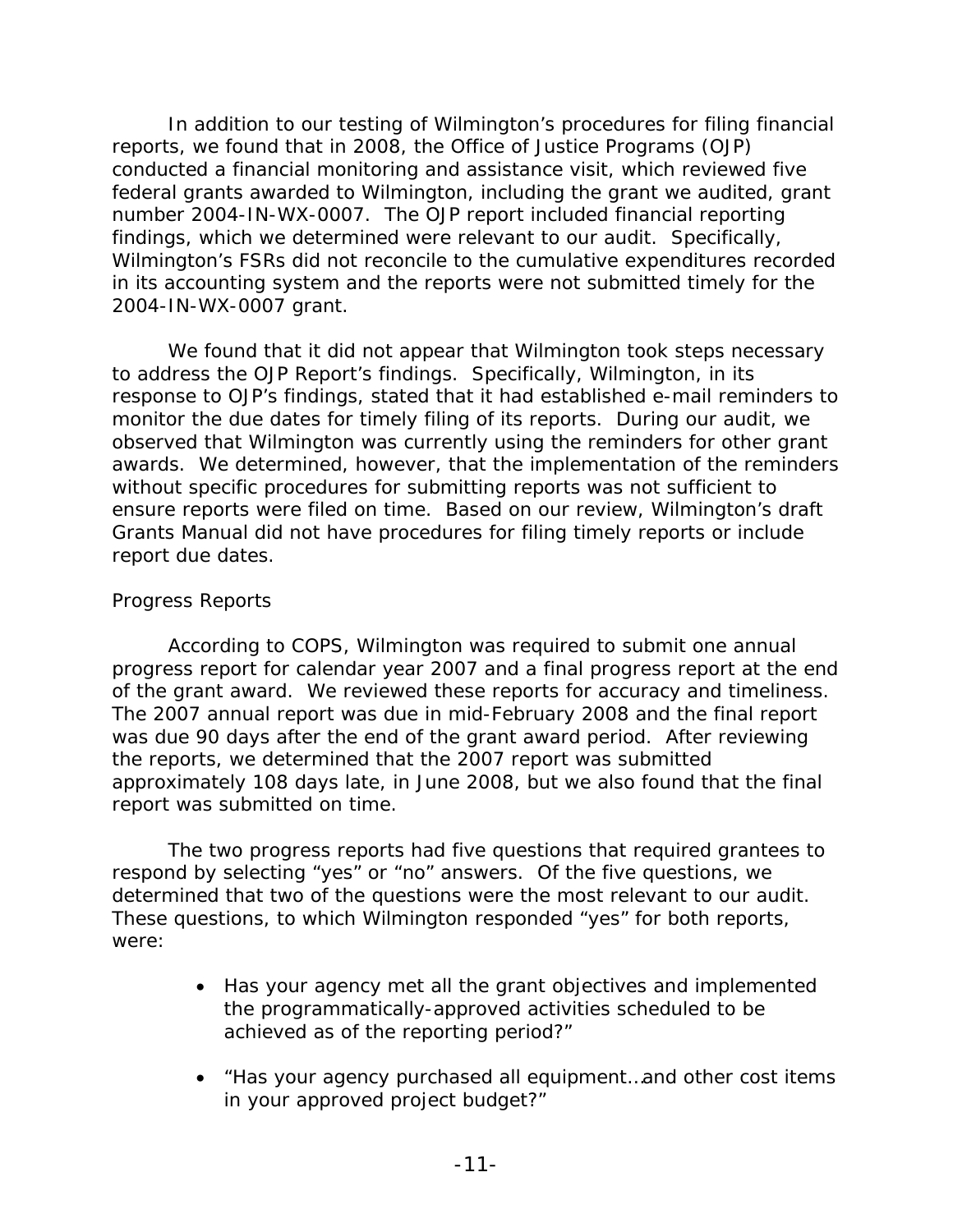In addition to our testing of Wilmington's procedures for filing financial reports, we found that in 2008, the Office of Justice Programs (OJP) conducted a financial monitoring and assistance visit, which reviewed five federal grants awarded to Wilmington, including the grant we audited, grant number 2004-IN-WX-0007. The OJP report included financial reporting findings, which we determined were relevant to our audit. Specifically, Wilmington's FSRs did not reconcile to the cumulative expenditures recorded in its accounting system and the reports were not submitted timely for the 2004-IN-WX-0007 grant.

We found that it did not appear that Wilmington took steps necessary to address the OJP Report's findings. Specifically, Wilmington, in its response to OJP's findings, stated that it had established e-mail reminders to monitor the due dates for timely filing of its reports. During our audit, we observed that Wilmington was currently using the reminders for other grant awards. We determined, however, that the implementation of the reminders without specific procedures for submitting reports was not sufficient to ensure reports were filed on time. Based on our review, Wilmington's draft Grants Manual did not have procedures for filing timely reports or include report due dates.

*Progress Reports*

According to COPS, Wilmington was required to submit one annual progress report for calendar year 2007 and a final progress report at the end of the grant award. We reviewed these reports for accuracy and timeliness. The 2007 annual report was due in mid-February 2008 and the final report was due 90 days after the end of the grant award period. After reviewing the reports, we determined that the 2007 report was submitted approximately 108 days late, in June 2008, but we also found that the final report was submitted on time.

The two progress reports had five questions that required grantees to respond by selecting "yes" or "no" answers. Of the five questions, we determined that two of the questions were the most relevant to our audit. These questions, to which Wilmington responded "yes" for both reports, were:

- Has your agency met all the grant objectives and implemented the programmatically-approved activities scheduled to be achieved as of the reporting period?"
- "Has your agency purchased all equipment…and other cost items in your approved project budget?"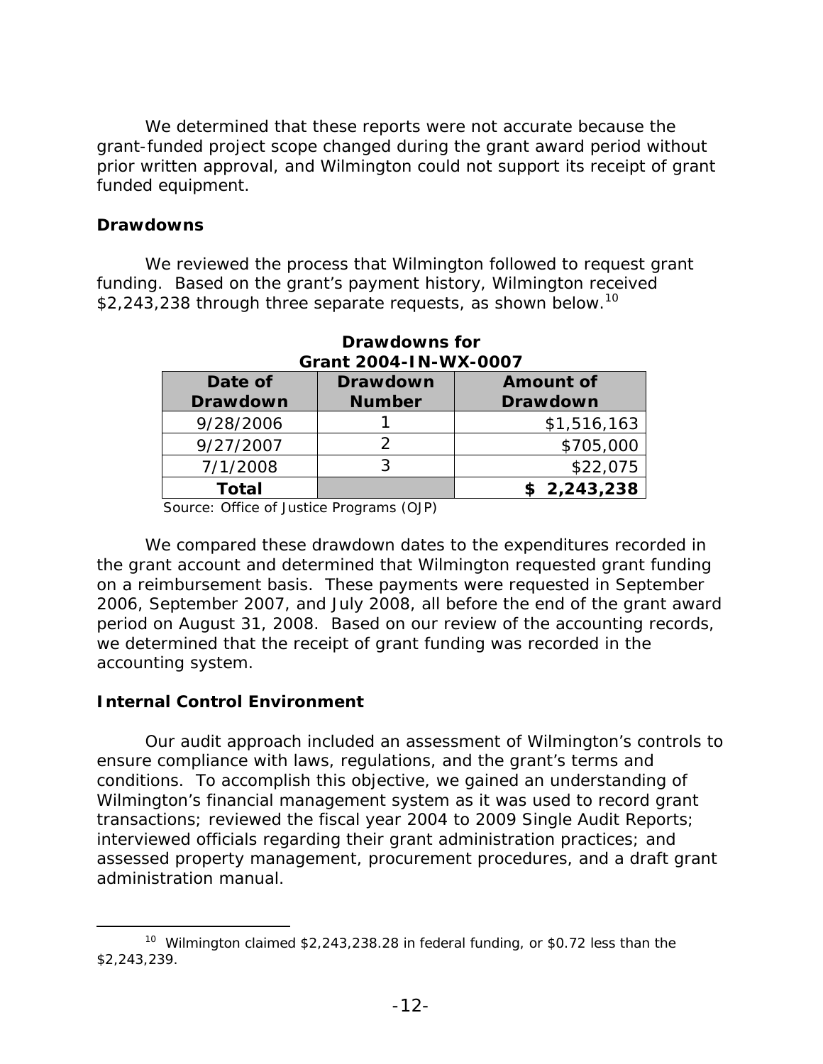We determined that these reports were not accurate because the grant-funded project scope changed during the grant award period without prior written approval, and Wilmington could not support its receipt of grant funded equipment.

**Drawdowns**

We reviewed the process that Wilmington followed to request grant funding. Based on the grant's payment history, Wilmington received $2,243,238 through three separate requests, as shown below.[10]

**Drawdowns for Grant 2004-IN-WX-0007**

| Date of Drawdown | Drawdown Number | Amount of Drawdown |
|---|---|---|
| 9/28/2006 | 1 | $1,516,163 |
| 9/27/2007 | 2 | $705,000 |
| 7/1/2008 | 3 | $22,075 |
| **Total** | | **$ 2,243,238** |

Source: Office of Justice Programs (OJP)

We compared these drawdown dates to the expenditures recorded in the grant account and determined that Wilmington requested grant funding on a reimbursement basis. These payments were requested in September 2006, September 2007, and July 2008, all before the end of the grant award period on August 31, 2008. Based on our review of the accounting records, we determined that the receipt of grant funding was recorded in the accounting system.

**Internal Control Environment**

Our audit approach included an assessment of Wilmington's controls to ensure compliance with laws, regulations, and the grant's terms and conditions. To accomplish this objective, we gained an understanding of Wilmington's financial management system as it was used to record grant transactions; reviewed the fiscal year 2004 to 2009 Single Audit Reports; interviewed officials regarding their grant administration practices; and assessed property management, procurement procedures, and a draft grant administration manual.

---

[10] Wilmington claimed $2,243,238.28 in federal funding, or $0.72 less than the $2,243,239.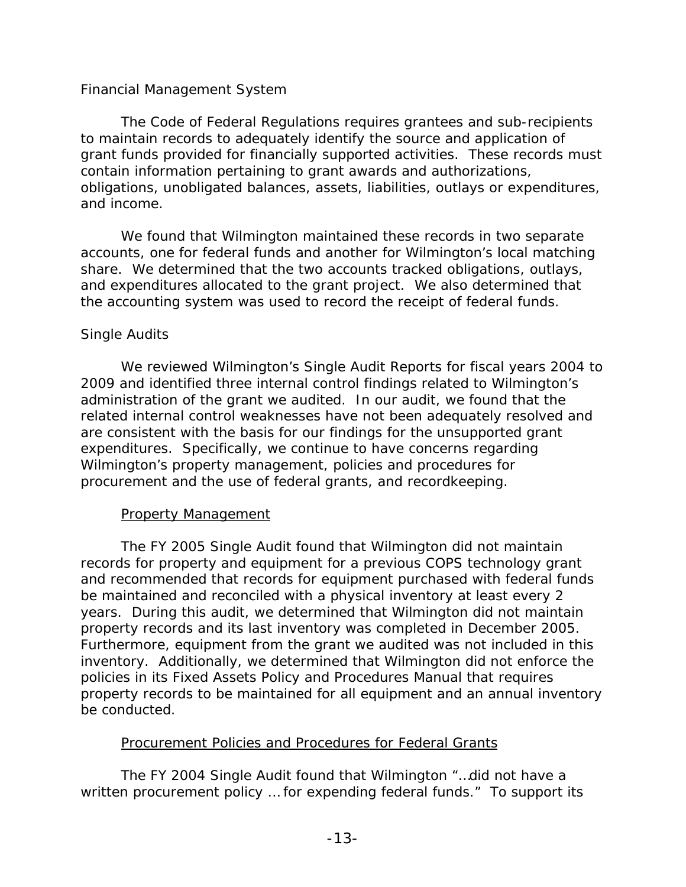### Financial Management System

The Code of Federal Regulations requires grantees and sub-recipients to maintain records to adequately identify the source and application of grant funds provided for financially supported activities. These records must contain information pertaining to grant awards and authorizations, obligations, unobligated balances, assets, liabilities, outlays or expenditures, and income.

We found that Wilmington maintained these records in two separate accounts, one for federal funds and another for Wilmington's local matching share. We determined that the two accounts tracked obligations, outlays, and expenditures allocated to the grant project. We also determined that the accounting system was used to record the receipt of federal funds.

### Single Audits

We reviewed Wilmington's Single Audit Reports for fiscal years 2004 to 2009 and identified three internal control findings related to Wilmington's administration of the grant we audited. In our audit, we found that the related internal control weaknesses have not been adequately resolved and are consistent with the basis for our findings for the unsupported grant expenditures. Specifically, we continue to have concerns regarding Wilmington's property management, policies and procedures for procurement and the use of federal grants, and recordkeeping.

#### Property Management

The FY 2005 Single Audit found that Wilmington did not maintain records for property and equipment for a previous COPS technology grant and recommended that records for equipment purchased with federal funds be maintained and reconciled with a physical inventory at least every 2 years. During this audit, we determined that Wilmington did not maintain property records and its last inventory was completed in December 2005. Furthermore, equipment from the grant we audited was not included in this inventory. Additionally, we determined that Wilmington did not enforce the policies in its Fixed Assets Policy and Procedures Manual that requires property records to be maintained for all equipment and an annual inventory be conducted.

#### Procurement Policies and Procedures for Federal Grants

The FY 2004 Single Audit found that Wilmington "...did not have a written procurement policy ... for expending federal funds." To support its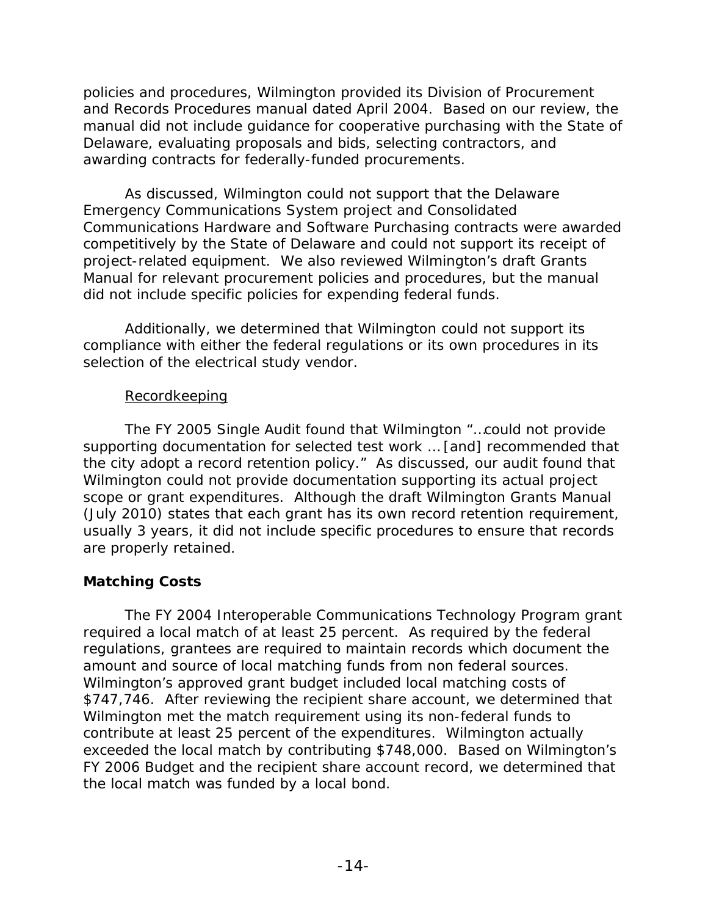policies and procedures, Wilmington provided its Division of Procurement and Records Procedures manual dated April 2004. Based on our review, the manual did not include guidance for cooperative purchasing with the State of Delaware, evaluating proposals and bids, selecting contractors, and awarding contracts for federally-funded procurements.

As discussed, Wilmington could not support that the Delaware Emergency Communications System project and Consolidated Communications Hardware and Software Purchasing contracts were awarded competitively by the State of Delaware and could not support its receipt of project-related equipment. We also reviewed Wilmington's draft Grants Manual for relevant procurement policies and procedures, but the manual did not include specific policies for expending federal funds.

Additionally, we determined that Wilmington could not support its compliance with either the federal regulations or its own procedures in its selection of the electrical study vendor.

Recordkeeping

The FY 2005 Single Audit found that Wilmington "…could not provide supporting documentation for selected test work … [and] recommended that the city adopt a record retention policy." As discussed, our audit found that Wilmington could not provide documentation supporting its actual project scope or grant expenditures. Although the draft Wilmington Grants Manual (July 2010) states that each grant has its own record retention requirement, usually 3 years, it did not include specific procedures to ensure that records are properly retained.

### Matching Costs

The FY 2004 Interoperable Communications Technology Program grant required a local match of at least 25 percent. As required by the federal regulations, grantees are required to maintain records which document the amount and source of local matching funds from non federal sources. Wilmington's approved grant budget included local matching costs of $747,746. After reviewing the recipient share account, we determined that Wilmington met the match requirement using its non-federal funds to contribute at least 25 percent of the expenditures. Wilmington actually exceeded the local match by contributing $748,000. Based on Wilmington's FY 2006 Budget and the recipient share account record, we determined that the local match was funded by a local bond.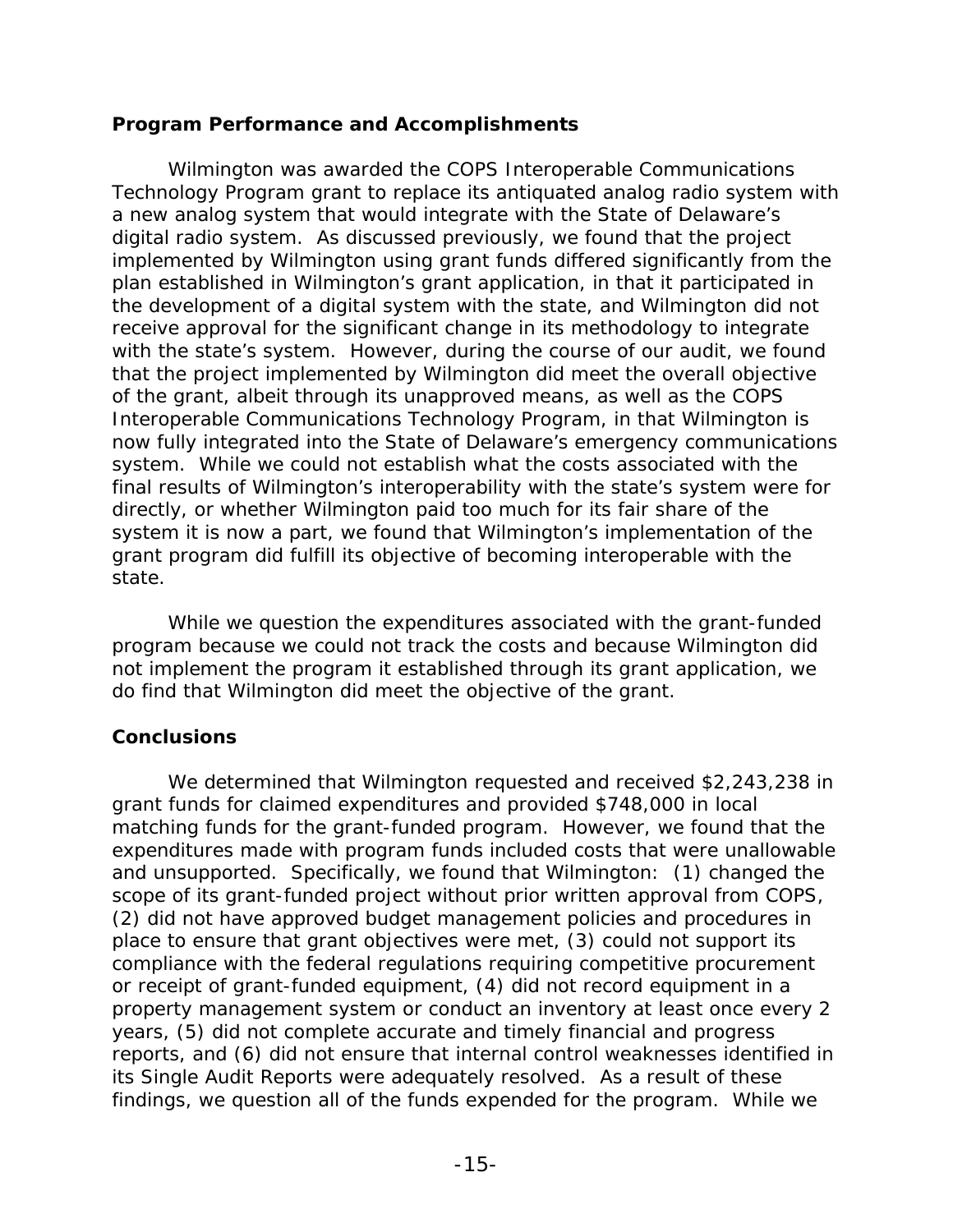### Program Performance and Accomplishments

Wilmington was awarded the COPS Interoperable Communications Technology Program grant to replace its antiquated analog radio system with a new analog system that would integrate with the State of Delaware's digital radio system. As discussed previously, we found that the project implemented by Wilmington using grant funds differed significantly from the plan established in Wilmington's grant application, in that it participated in the development of a digital system with the state, and Wilmington did not receive approval for the significant change in its methodology to integrate with the state's system. However, during the course of our audit, we found that the project implemented by Wilmington did meet the overall objective of the grant, albeit through its unapproved means, as well as the COPS Interoperable Communications Technology Program, in that Wilmington is now fully integrated into the State of Delaware's emergency communications system. While we could not establish what the costs associated with the final results of Wilmington's interoperability with the state's system were for directly, or whether Wilmington paid too much for its fair share of the system it is now a part, we found that Wilmington's implementation of the grant program did fulfill its objective of becoming interoperable with the state.

While we question the expenditures associated with the grant-funded program because we could not track the costs and because Wilmington did not implement the program it established through its grant application, we do find that Wilmington did meet the objective of the grant.

### Conclusions

We determined that Wilmington requested and received $2,243,238 in grant funds for claimed expenditures and provided $748,000 in local matching funds for the grant-funded program. However, we found that the expenditures made with program funds included costs that were unallowable and unsupported. Specifically, we found that Wilmington: (1) changed the scope of its grant-funded project without prior written approval from COPS, (2) did not have approved budget management policies and procedures in place to ensure that grant objectives were met, (3) could not support its compliance with the federal regulations requiring competitive procurement or receipt of grant-funded equipment, (4) did not record equipment in a property management system or conduct an inventory at least once every 2 years, (5) did not complete accurate and timely financial and progress reports, and (6) did not ensure that internal control weaknesses identified in its Single Audit Reports were adequately resolved. As a result of these findings, we question all of the funds expended for the program. While we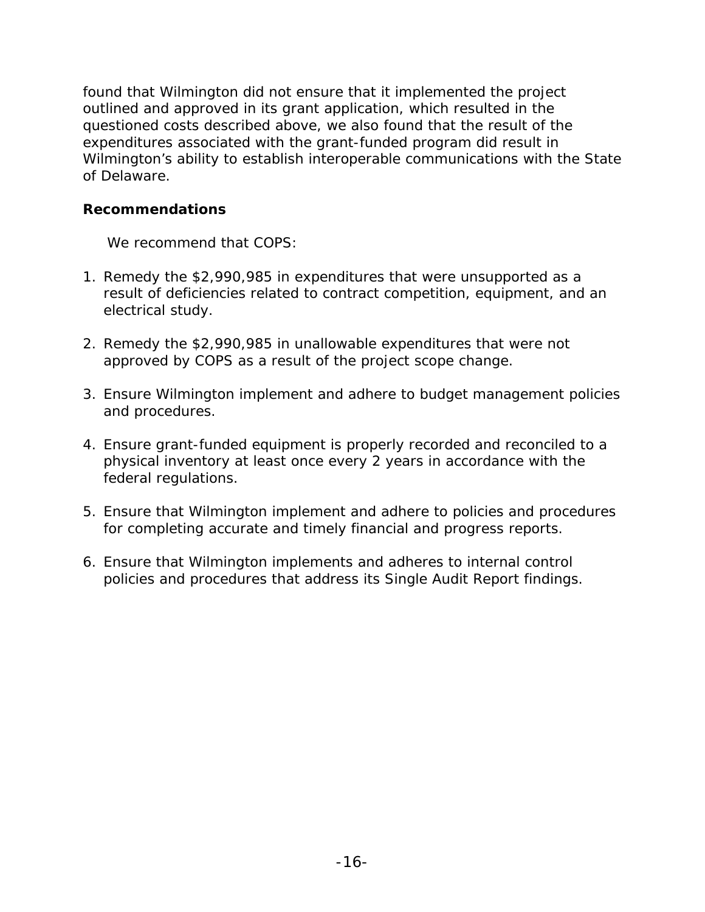found that Wilmington did not ensure that it implemented the project outlined and approved in its grant application, which resulted in the questioned costs described above, we also found that the result of the expenditures associated with the grant-funded program did result in Wilmington's ability to establish interoperable communications with the State of Delaware.

### Recommendations

We recommend that COPS:

1. Remedy the $2,990,985 in expenditures that were unsupported as a result of deficiencies related to contract competition, equipment, and an electrical study.

2. Remedy the $2,990,985 in unallowable expenditures that were not approved by COPS as a result of the project scope change.

3. Ensure Wilmington implement and adhere to budget management policies and procedures.

4. Ensure grant-funded equipment is properly recorded and reconciled to a physical inventory at least once every 2 years in accordance with the federal regulations.

5. Ensure that Wilmington implement and adhere to policies and procedures for completing accurate and timely financial and progress reports.

6. Ensure that Wilmington implements and adheres to internal control policies and procedures that address its Single Audit Report findings.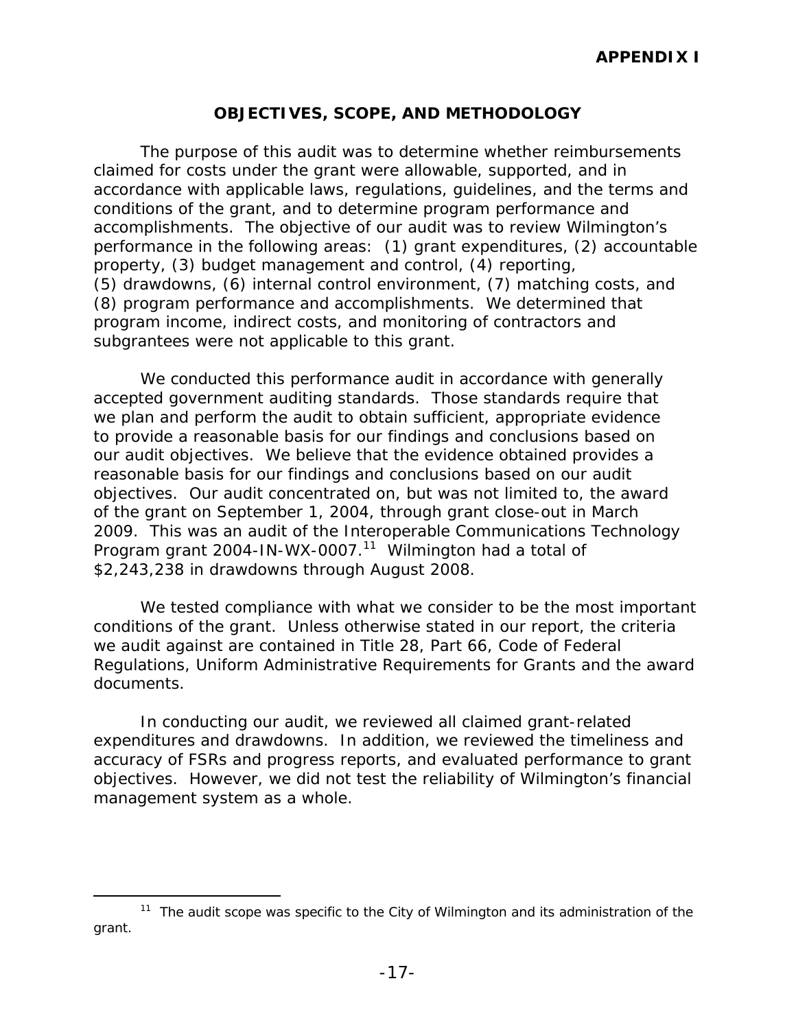**APPENDIX I**

## OBJECTIVES, SCOPE, AND METHODOLOGY

The purpose of this audit was to determine whether reimbursements claimed for costs under the grant were allowable, supported, and in accordance with applicable laws, regulations, guidelines, and the terms and conditions of the grant, and to determine program performance and accomplishments. The objective of our audit was to review Wilmington's performance in the following areas: (1) grant expenditures, (2) accountable property, (3) budget management and control, (4) reporting, (5) drawdowns, (6) internal control environment, (7) matching costs, and (8) program performance and accomplishments. We determined that program income, indirect costs, and monitoring of contractors and subgrantees were not applicable to this grant.

We conducted this performance audit in accordance with generally accepted government auditing standards. Those standards require that we plan and perform the audit to obtain sufficient, appropriate evidence to provide a reasonable basis for our findings and conclusions based on our audit objectives. We believe that the evidence obtained provides a reasonable basis for our findings and conclusions based on our audit objectives. Our audit concentrated on, but was not limited to, the award of the grant on September 1, 2004, through grant close-out in March 2009. This was an audit of the Interoperable Communications Technology Program grant 2004-IN-WX-0007.[11] Wilmington had a total of $2,243,238 in drawdowns through August 2008.

We tested compliance with what we consider to be the most important conditions of the grant. Unless otherwise stated in our report, the criteria we audit against are contained in Title 28, Part 66, Code of Federal Regulations, Uniform Administrative Requirements for Grants and the award documents.

In conducting our audit, we reviewed all claimed grant-related expenditures and drawdowns. In addition, we reviewed the timeliness and accuracy of FSRs and progress reports, and evaluated performance to grant objectives. However, we did not test the reliability of Wilmington's financial management system as a whole.

---

[11] The audit scope was specific to the City of Wilmington and its administration of the grant.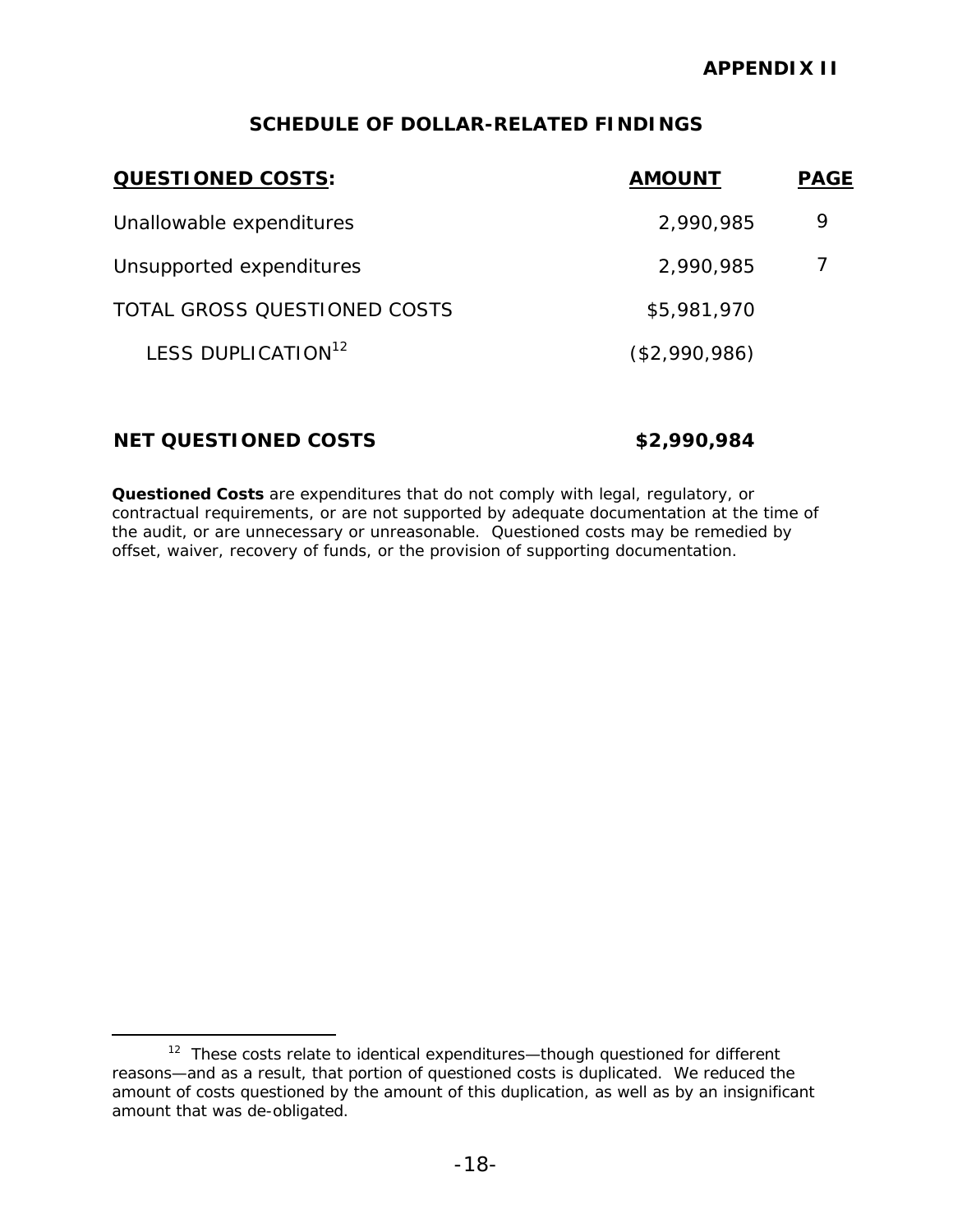**APPENDIX II**

## SCHEDULE OF DOLLAR-RELATED FINDINGS

| **QUESTIONED COSTS:** | **AMOUNT** | **PAGE** |
|---|---|---|
| Unallowable expenditures | 2,990,985 | 9 |
| Unsupported expenditures | 2,990,985 | 7 |
| TOTAL GROSS QUESTIONED COSTS | $5,981,970 | |
| LESS DUPLICATION[12] | ($2,990,986) | |
| | | |
| **NET QUESTIONED COSTS** | **$2,990,984** | |

**Questioned Costs** are expenditures that do not comply with legal, regulatory, or contractual requirements, or are not supported by adequate documentation at the time of the audit, or are unnecessary or unreasonable. Questioned costs may be remedied by offset, waiver, recovery of funds, or the provision of supporting documentation.

---

[12] These costs relate to identical expenditures—though questioned for different reasons—and as a result, that portion of questioned costs is duplicated. We reduced the amount of costs questioned by the amount of this duplication, as well as by an insignificant amount that was de-obligated.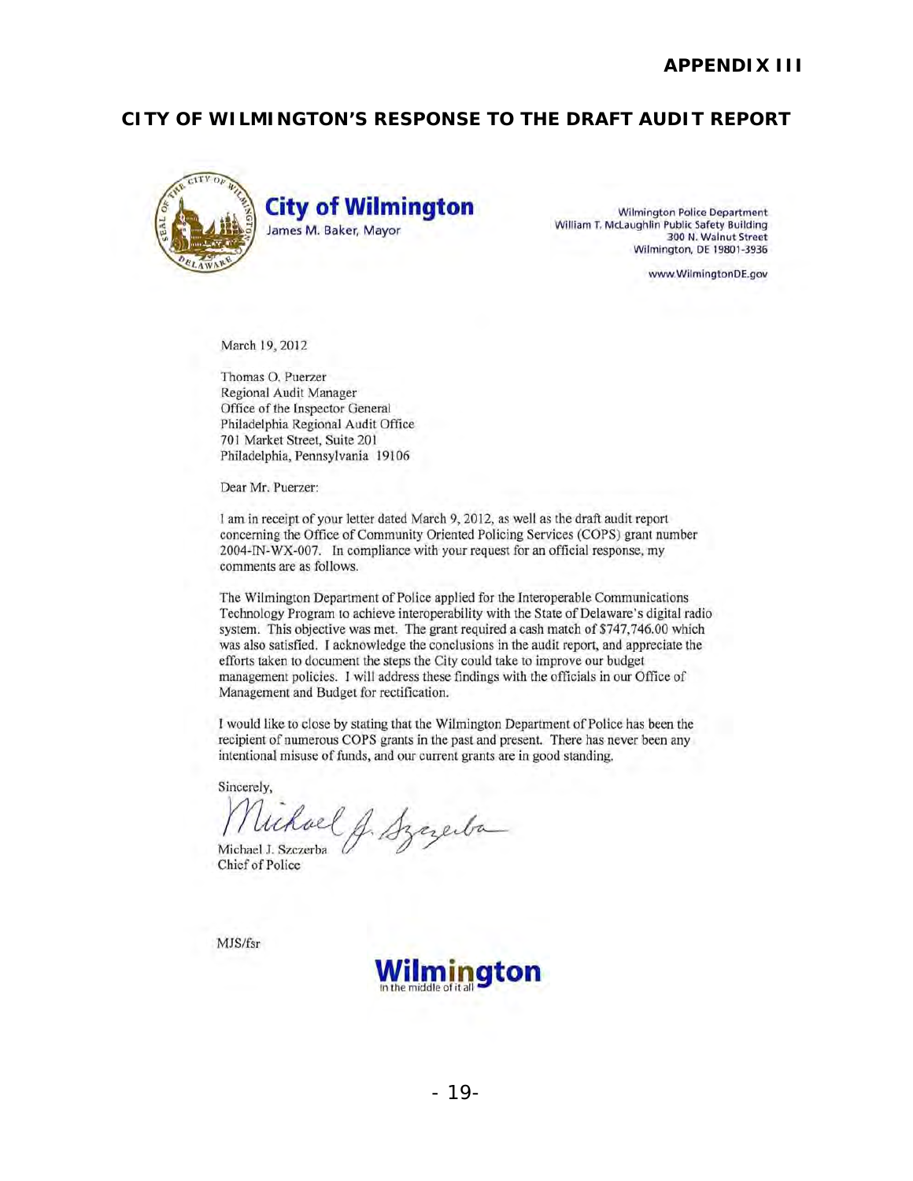# APPENDIX III

## CITY OF WILMINGTON'S RESPONSE TO THE DRAFT AUDIT REPORT

**City of Wilmington**
James M. Baker, Mayor

Wilmington Police Department
William T. McLaughlin Public Safety Building
300 N. Walnut Street
Wilmington, DE 19801-3936

www.WilmingtonDE.gov

March 19, 2012

Thomas O. Puerzer
Regional Audit Manager
Office of the Inspector General
Philadelphia Regional Audit Office
701 Market Street, Suite 201
Philadelphia, Pennsylvania 19106

Dear Mr. Puerzer:

I am in receipt of your letter dated March 9, 2012, as well as the draft audit report concerning the Office of Community Oriented Policing Services (COPS) grant number 2004-IN-WX-007. In compliance with your request for an official response, my comments are as follows.

The Wilmington Department of Police applied for the Interoperable Communications Technology Program to achieve interoperability with the State of Delaware's digital radio system. This objective was met. The grant required a cash match of $747,746.00 which was also satisfied. I acknowledge the conclusions in the audit report, and appreciate the efforts taken to document the steps the City could take to improve our budget management policies. I will address these findings with the officials in our Office of Management and Budget for rectification.

I would like to close by stating that the Wilmington Department of Police has been the recipient of numerous COPS grants in the past and present. There has never been any intentional misuse of funds, and our current grants are in good standing.

Sincerely,

Michael J. Szczerba
Chief of Police

MJS/fsr

Wilmington
In the middle of it all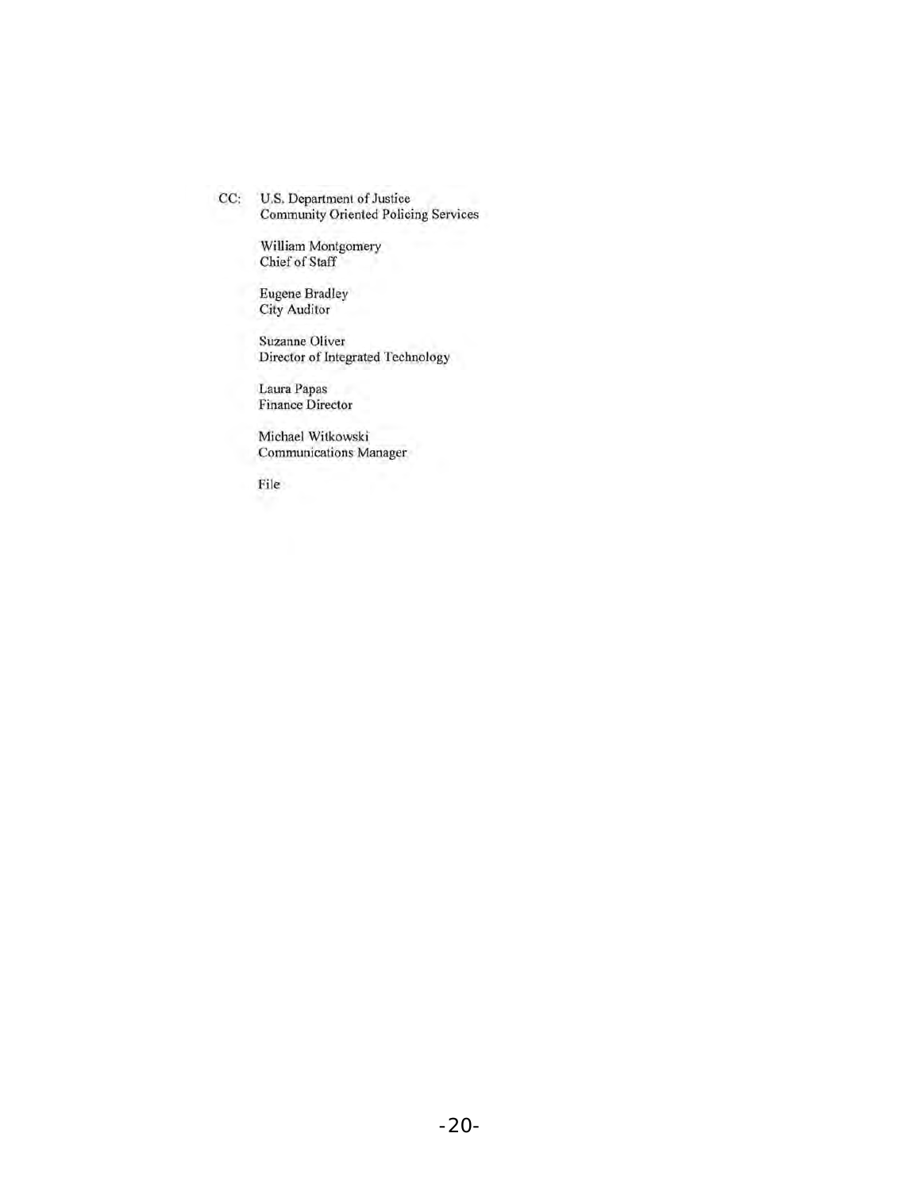CC: U.S. Department of Justice
Community Oriented Policing Services

William Montgomery
Chief of Staff

Eugene Bradley
City Auditor

Suzanne Oliver
Director of Integrated Technology

Laura Papas
Finance Director

Michael Witkowski
Communications Manager

File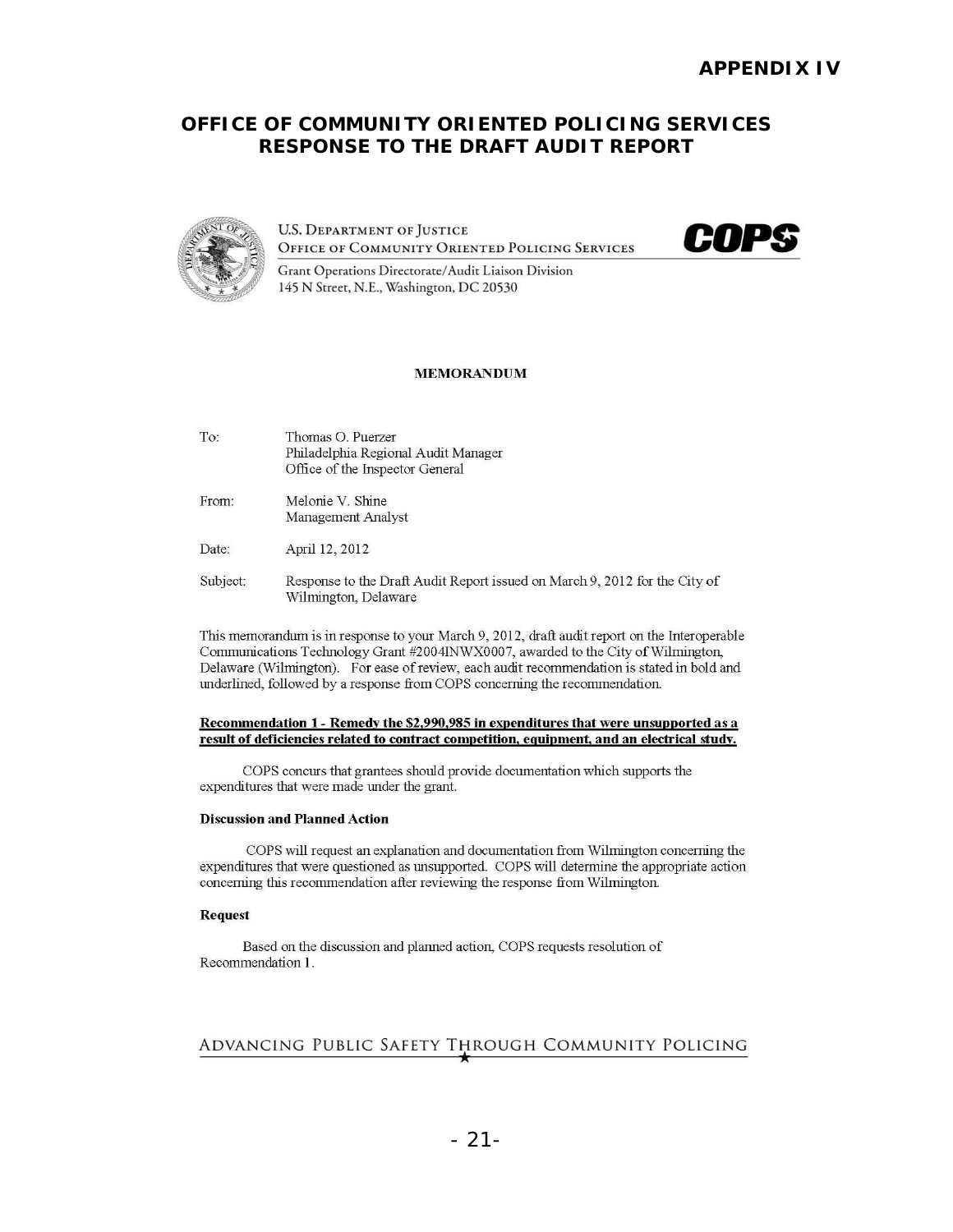**APPENDIX IV**

# OFFICE OF COMMUNITY ORIENTED POLICING SERVICES RESPONSE TO THE DRAFT AUDIT REPORT

U.S. DEPARTMENT OF JUSTICE
OFFICE OF COMMUNITY ORIENTED POLICING SERVICES

COPS

Grant Operations Directorate/Audit Liaison Division
145 N Street, N.E., Washington, DC 20530

**MEMORANDUM**

To: Thomas O. Puerzer
Philadelphia Regional Audit Manager
Office of the Inspector General

From: Melonie V. Shine
Management Analyst

Date: April 12, 2012

Subject: Response to the Draft Audit Report issued on March 9, 2012 for the City of Wilmington, Delaware

This memorandum is in response to your March 9, 2012, draft audit report on the Interoperable Communications Technology Grant #2004INWX0007, awarded to the City of Wilmington, Delaware (Wilmington). For ease of review, each audit recommendation is stated in bold and underlined, followed by a response from COPS concerning the recommendation.

**Recommendation 1 - Remedy the $2,990,985 in expenditures that were unsupported as a result of deficiencies related to contract competition, equipment, and an electrical study.**

COPS concurs that grantees should provide documentation which supports the expenditures that were made under the grant.

**Discussion and Planned Action**

COPS will request an explanation and documentation from Wilmington concerning the expenditures that were questioned as unsupported. COPS will determine the appropriate action concerning this recommendation after reviewing the response from Wilmington.

**Request**

Based on the discussion and planned action, COPS requests resolution of Recommendation 1.

ADVANCING PUBLIC SAFETY THROUGH COMMUNITY POLICING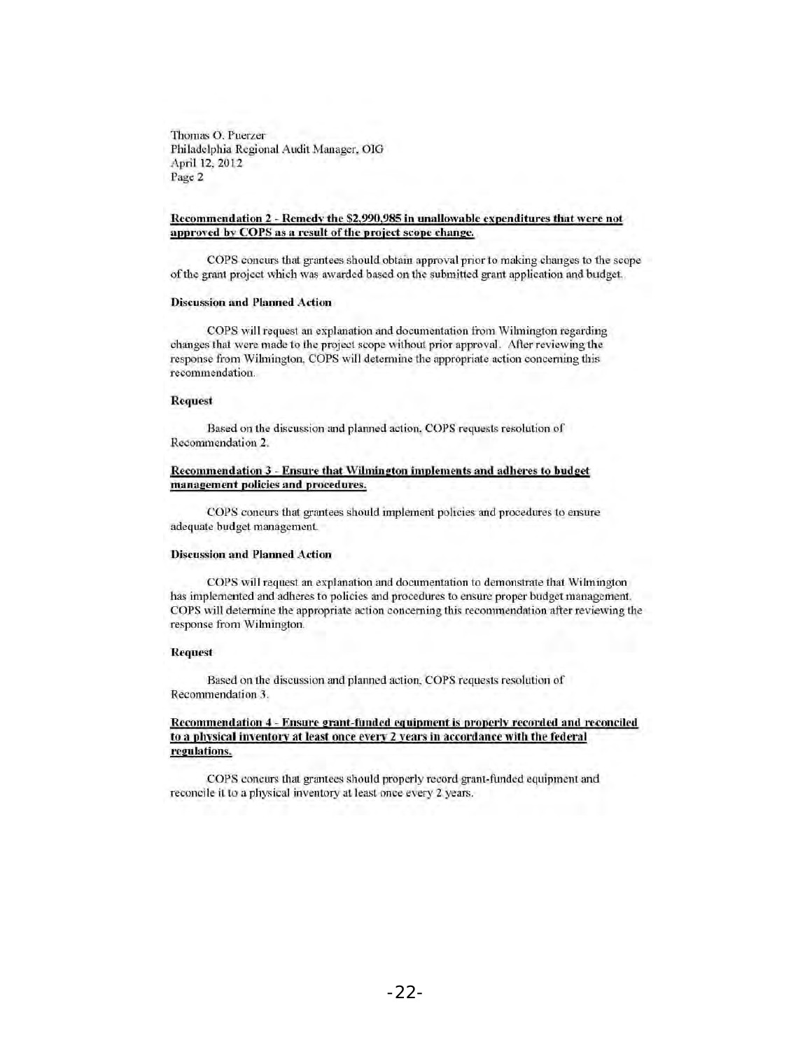Thomas O. Puerzer
Philadelphia Regional Audit Manager, OIG
April 12, 2012
Page 2

**Recommendation 2 - Remedy the $2,990,985 in unallowable expenditures that were not approved by COPS as a result of the project scope change.**

COPS concurs that grantees should obtain approval prior to making changes to the scope of the grant project which was awarded based on the submitted grant application and budget.

**Discussion and Planned Action**

COPS will request an explanation and documentation from Wilmington regarding changes that were made to the project scope without prior approval. After reviewing the response from Wilmington, COPS will determine the appropriate action concerning this recommendation.

**Request**

Based on the discussion and planned action, COPS requests resolution of Recommendation 2.

**Recommendation 3 - Ensure that Wilmington implements and adheres to budget management policies and procedures.**

COPS concurs that grantees should implement policies and procedures to ensure adequate budget management.

**Discussion and Planned Action**

COPS will request an explanation and documentation to demonstrate that Wilmington has implemented and adheres to policies and procedures to ensure proper budget management. COPS will determine the appropriate action concerning this recommendation after reviewing the response from Wilmington.

**Request**

Based on the discussion and planned action, COPS requests resolution of Recommendation 3.

**Recommendation 4 - Ensure grant-funded equipment is properly recorded and reconciled to a physical inventory at least once every 2 years in accordance with the federal regulations.**

COPS concurs that grantees should properly record grant-funded equipment and reconcile it to a physical inventory at least once every 2 years.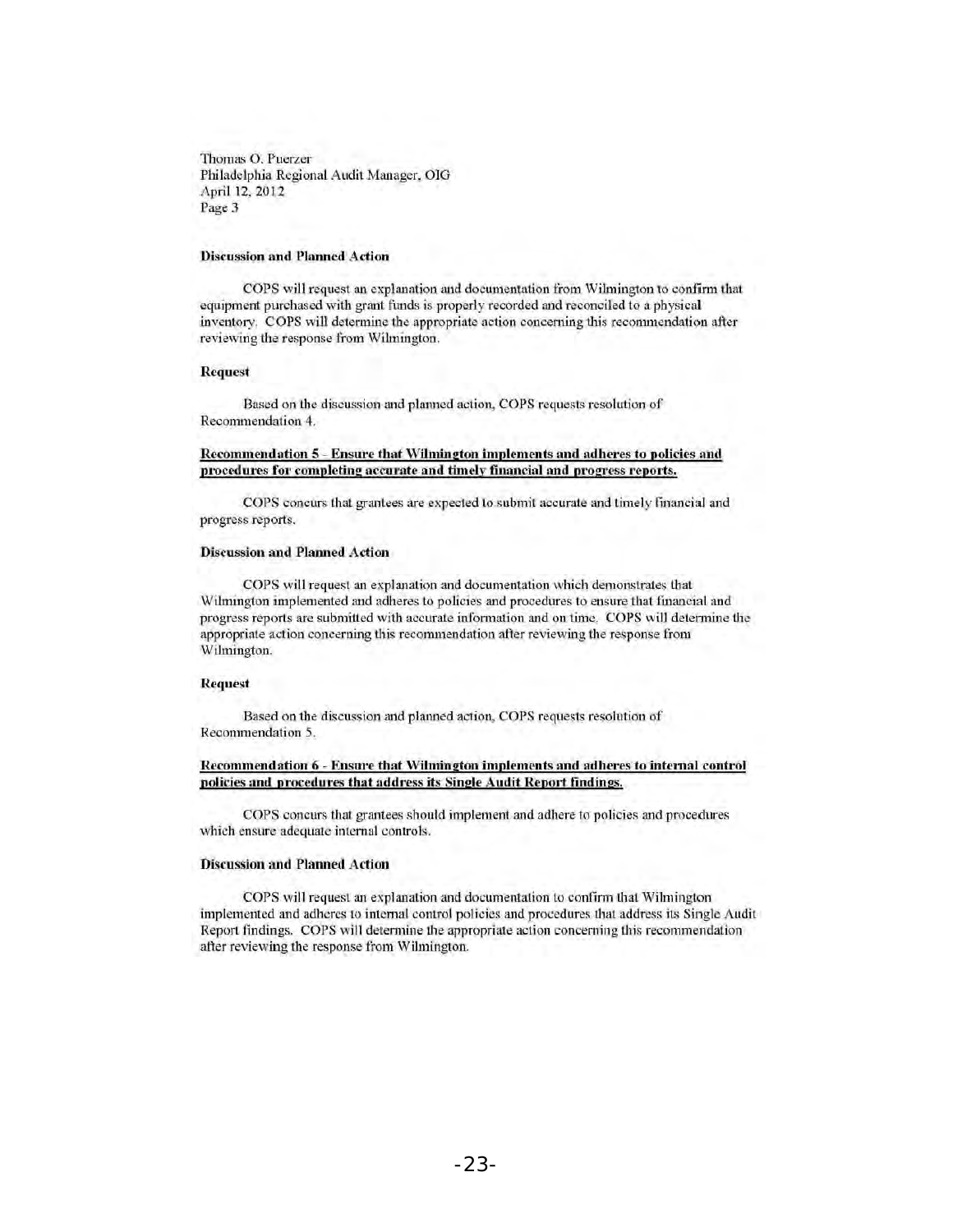Thomas O. Puerzer
Philadelphia Regional Audit Manager, OIG
April 12, 2012
Page 3

**Discussion and Planned Action**

COPS will request an explanation and documentation from Wilmington to confirm that equipment purchased with grant funds is properly recorded and reconciled to a physical inventory. COPS will determine the appropriate action concerning this recommendation after reviewing the response from Wilmington.

**Request**

Based on the discussion and planned action, COPS requests resolution of Recommendation 4.

**Recommendation 5 - Ensure that Wilmington implements and adheres to policies and procedures for completing accurate and timely financial and progress reports.**

COPS concurs that grantees are expected to submit accurate and timely financial and progress reports.

**Discussion and Planned Action**

COPS will request an explanation and documentation which demonstrates that Wilmington implemented and adheres to policies and procedures to ensure that financial and progress reports are submitted with accurate information and on time. COPS will determine the appropriate action concerning this recommendation after reviewing the response from Wilmington.

**Request**

Based on the discussion and planned action, COPS requests resolution of Recommendation 5.

**Recommendation 6 - Ensure that Wilmington implements and adheres to internal control policies and procedures that address its Single Audit Report findings.**

COPS concurs that grantees should implement and adhere to policies and procedures which ensure adequate internal controls.

**Discussion and Planned Action**

COPS will request an explanation and documentation to confirm that Wilmington implemented and adheres to internal control policies and procedures that address its Single Audit Report findings. COPS will determine the appropriate action concerning this recommendation after reviewing the response from Wilmington.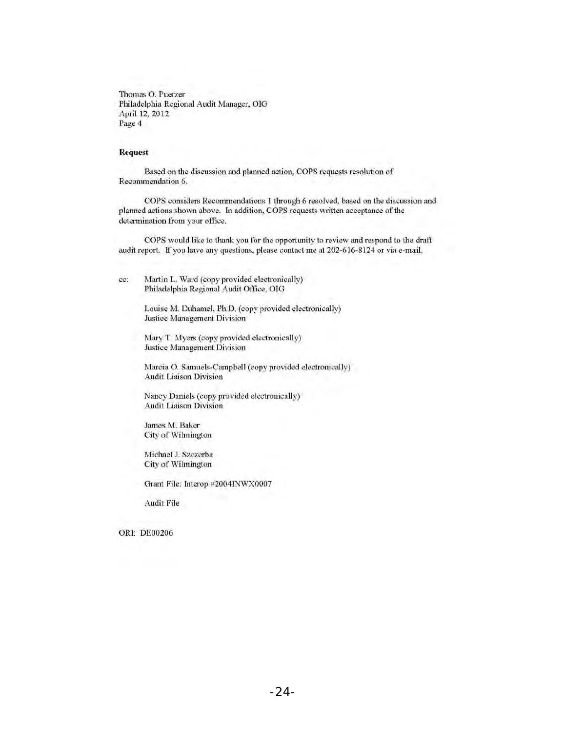Thomas O. Puerzer
Philadelphia Regional Audit Manager, OIG
April 12, 2012
Page 4

**Request**

Based on the discussion and planned action, COPS requests resolution of Recommendation 6.

COPS considers Recommendations 1 through 6 resolved, based on the discussion and planned actions shown above. In addition, COPS requests written acceptance of the determination from your office.

COPS would like to thank you for the opportunity to review and respond to the draft audit report. If you have any questions, please contact me at 202-616-8124 or via e-mail.

cc: Martin L. Ward (copy provided electronically)
Philadelphia Regional Audit Office, OIG

Louise M. Duhamel, Ph.D. (copy provided electronically)
Justice Management Division

Mary T. Myers (copy provided electronically)
Justice Management Division

Marcia O. Samuels-Campbell (copy provided electronically)
Audit Liaison Division

Nancy Daniels (copy provided electronically)
Audit Liaison Division

James M. Baker
City of Wilmington

Michael J. Szczerba
City of Wilmington

Grant File: Interop #2004INWX0007

Audit File

ORI: DE00206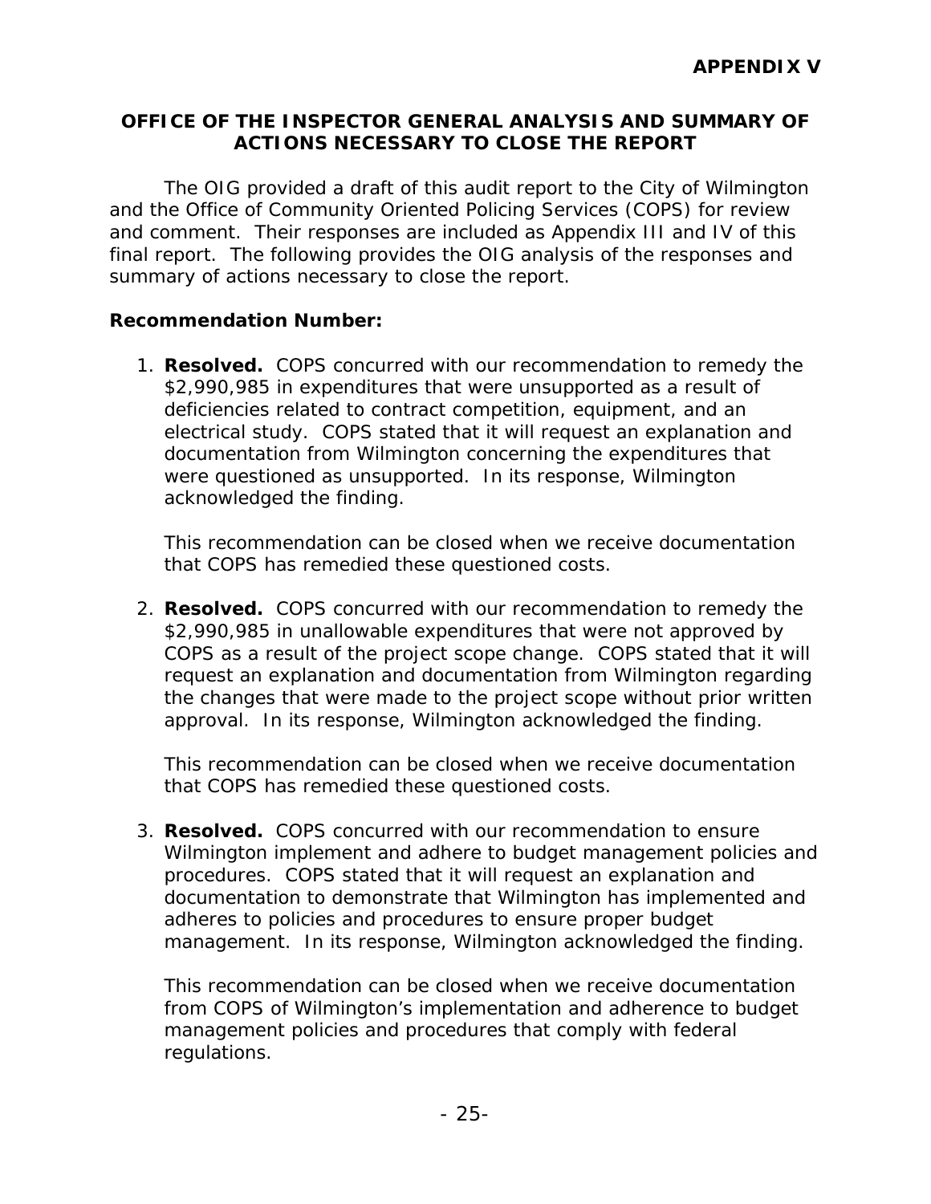**APPENDIX V**

## OFFICE OF THE INSPECTOR GENERAL ANALYSIS AND SUMMARY OF ACTIONS NECESSARY TO CLOSE THE REPORT

The OIG provided a draft of this audit report to the City of Wilmington and the Office of Community Oriented Policing Services (COPS) for review and comment. Their responses are included as Appendix III and IV of this final report. The following provides the OIG analysis of the responses and summary of actions necessary to close the report.

**Recommendation Number:**

1. **Resolved.** COPS concurred with our recommendation to remedy the $2,990,985 in expenditures that were unsupported as a result of deficiencies related to contract competition, equipment, and an electrical study. COPS stated that it will request an explanation and documentation from Wilmington concerning the expenditures that were questioned as unsupported. In its response, Wilmington acknowledged the finding.

   This recommendation can be closed when we receive documentation that COPS has remedied these questioned costs.

2. **Resolved.** COPS concurred with our recommendation to remedy the $2,990,985 in unallowable expenditures that were not approved by COPS as a result of the project scope change. COPS stated that it will request an explanation and documentation from Wilmington regarding the changes that were made to the project scope without prior written approval. In its response, Wilmington acknowledged the finding.

   This recommendation can be closed when we receive documentation that COPS has remedied these questioned costs.

3. **Resolved.** COPS concurred with our recommendation to ensure Wilmington implement and adhere to budget management policies and procedures. COPS stated that it will request an explanation and documentation to demonstrate that Wilmington has implemented and adheres to policies and procedures to ensure proper budget management. In its response, Wilmington acknowledged the finding.

   This recommendation can be closed when we receive documentation from COPS of Wilmington's implementation and adherence to budget management policies and procedures that comply with federal regulations.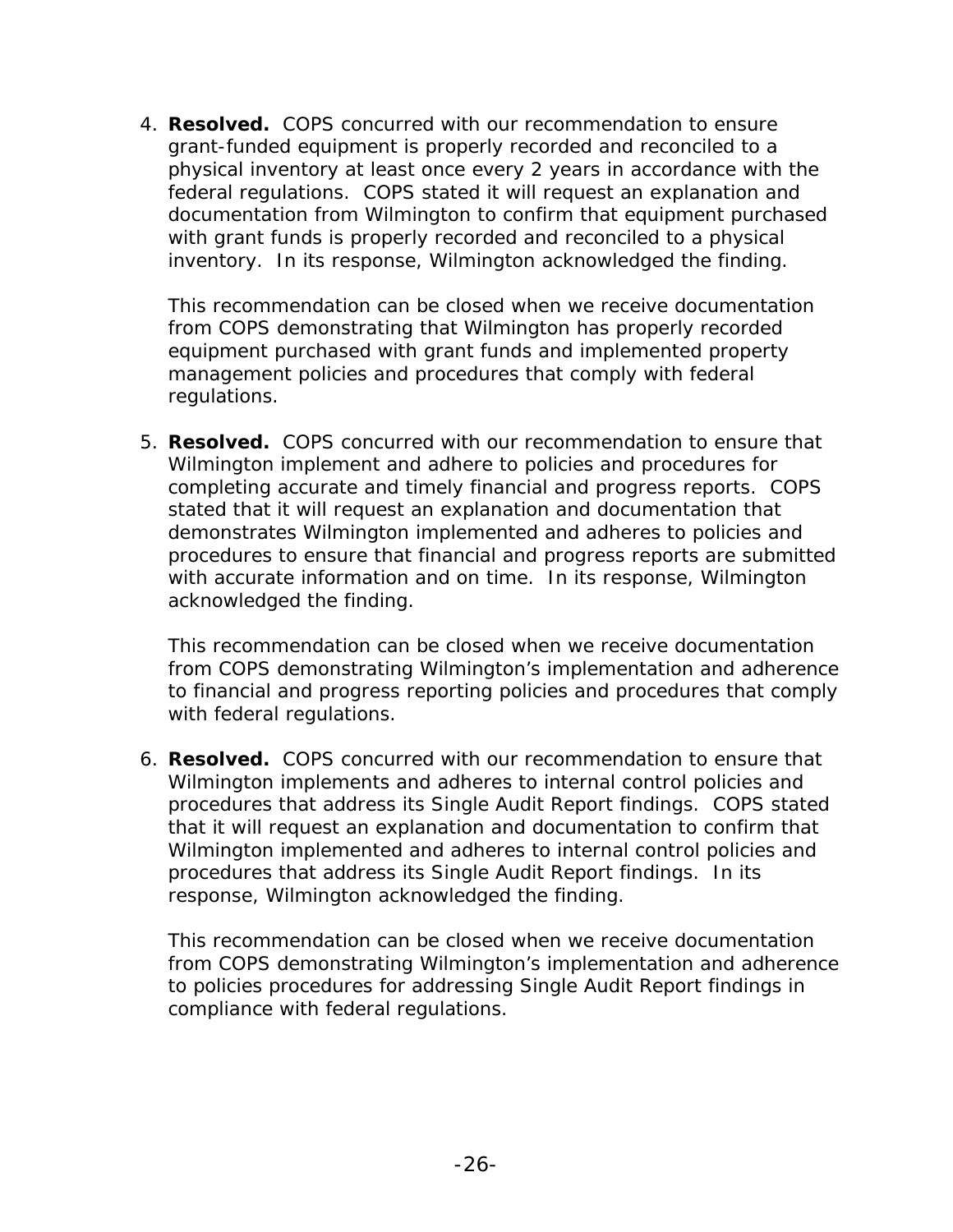4. **Resolved.** COPS concurred with our recommendation to ensure grant-funded equipment is properly recorded and reconciled to a physical inventory at least once every 2 years in accordance with the federal regulations. COPS stated it will request an explanation and documentation from Wilmington to confirm that equipment purchased with grant funds is properly recorded and reconciled to a physical inventory. In its response, Wilmington acknowledged the finding.

   This recommendation can be closed when we receive documentation from COPS demonstrating that Wilmington has properly recorded equipment purchased with grant funds and implemented property management policies and procedures that comply with federal regulations.

5. **Resolved.** COPS concurred with our recommendation to ensure that Wilmington implement and adhere to policies and procedures for completing accurate and timely financial and progress reports. COPS stated that it will request an explanation and documentation that demonstrates Wilmington implemented and adheres to policies and procedures to ensure that financial and progress reports are submitted with accurate information and on time. In its response, Wilmington acknowledged the finding.

   This recommendation can be closed when we receive documentation from COPS demonstrating Wilmington's implementation and adherence to financial and progress reporting policies and procedures that comply with federal regulations.

6. **Resolved.** COPS concurred with our recommendation to ensure that Wilmington implements and adheres to internal control policies and procedures that address its Single Audit Report findings. COPS stated that it will request an explanation and documentation to confirm that Wilmington implemented and adheres to internal control policies and procedures that address its Single Audit Report findings. In its response, Wilmington acknowledged the finding.

   This recommendation can be closed when we receive documentation from COPS demonstrating Wilmington's implementation and adherence to policies procedures for addressing Single Audit Report findings in compliance with federal regulations.